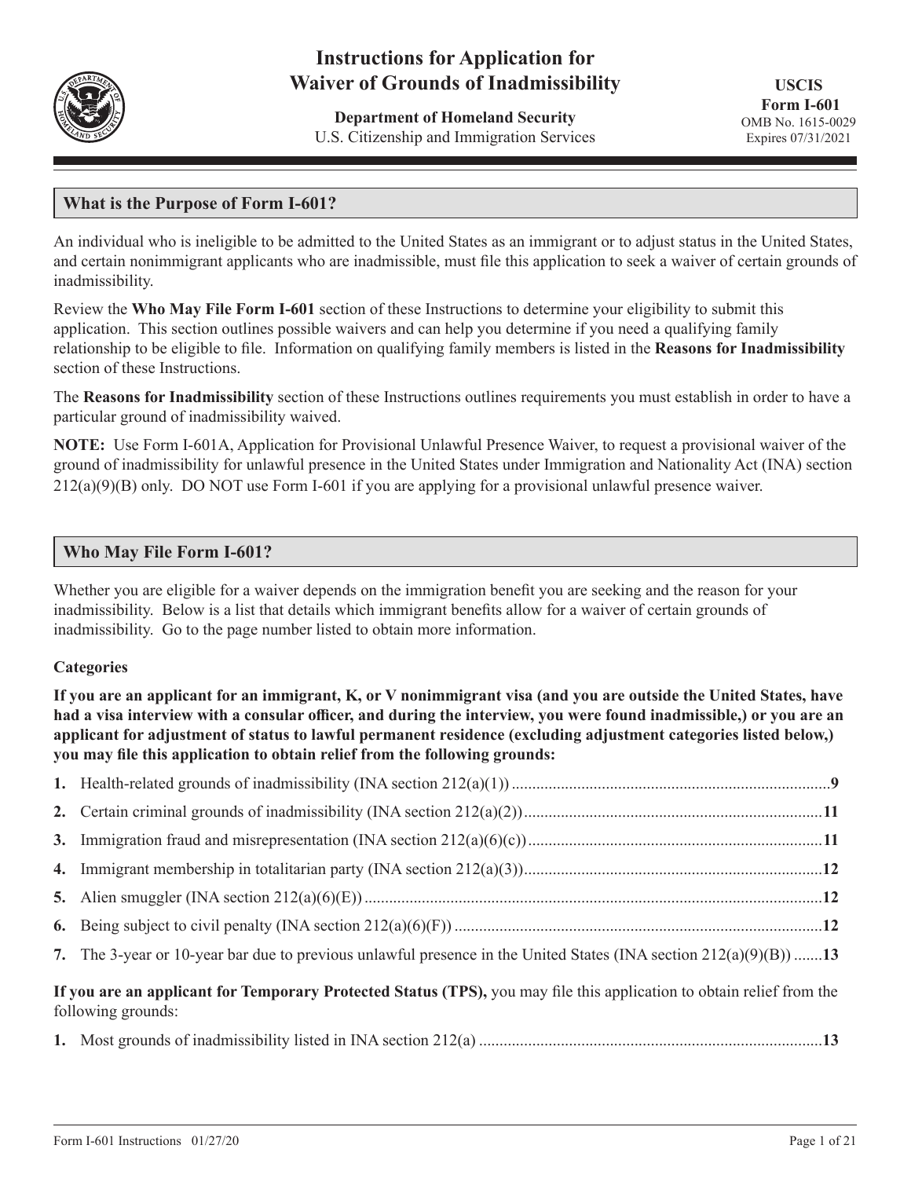# Instructions for Application for Waiver of Grounds of Inadmissibility

**Department of Homeland Security**
U.S. Citizenship and Immigration Services

**USCIS Form I-601**
OMB No. 1615-0029
Expires 07/31/2021

## What is the Purpose of Form I-601?

An individual who is ineligible to be admitted to the United States as an immigrant or to adjust status in the United States, and certain nonimmigrant applicants who are inadmissible, must file this application to seek a waiver of certain grounds of inadmissibility.

Review the **Who May File Form I-601** section of these Instructions to determine your eligibility to submit this application. This section outlines possible waivers and can help you determine if you need a qualifying family relationship to be eligible to file. Information on qualifying family members is listed in the **Reasons for Inadmissibility** section of these Instructions.

The **Reasons for Inadmissibility** section of these Instructions outlines requirements you must establish in order to have a particular ground of inadmissibility waived.

**NOTE:** Use Form I-601A, Application for Provisional Unlawful Presence Waiver, to request a provisional waiver of the ground of inadmissibility for unlawful presence in the United States under Immigration and Nationality Act (INA) section 212(a)(9)(B) only. DO NOT use Form I-601 if you are applying for a provisional unlawful presence waiver.

## Who May File Form I-601?

Whether you are eligible for a waiver depends on the immigration benefit you are seeking and the reason for your inadmissibility. Below is a list that details which immigrant benefits allow for a waiver of certain grounds of inadmissibility. Go to the page number listed to obtain more information.

### Categories

**If you are an applicant for an immigrant, K, or V nonimmigrant visa (and you are outside the United States, have had a visa interview with a consular officer, and during the interview, you were found inadmissible,) or you are an applicant for adjustment of status to lawful permanent residence (excluding adjustment categories listed below,) you may file this application to obtain relief from the following grounds:**

1. Health-related grounds of inadmissibility (INA section 212(a)(1)) .......... **9**
2. Certain criminal grounds of inadmissibility (INA section 212(a)(2)) .......... **11**
3. Immigration fraud and misrepresentation (INA section 212(a)(6)(c)) .......... **11**
4. Immigrant membership in totalitarian party (INA section 212(a)(3)) .......... **12**
5. Alien smuggler (INA section 212(a)(6)(E)) .......... **12**
6. Being subject to civil penalty (INA section 212(a)(6)(F)) .......... **12**
7. The 3-year or 10-year bar due to previous unlawful presence in the United States (INA section 212(a)(9)(B)) .......... **13**

**If you are an applicant for Temporary Protected Status (TPS),** you may file this application to obtain relief from the following grounds:

1. Most grounds of inadmissibility listed in INA section 212(a) .......... **13**

Form I-601 Instructions 01/27/20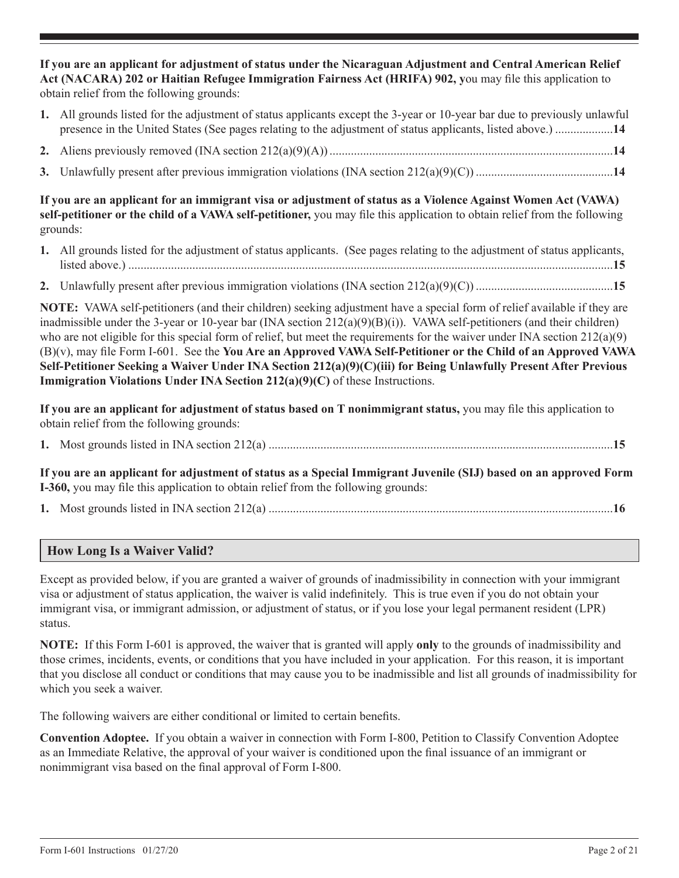**If you are an applicant for adjustment of status under the Nicaraguan Adjustment and Central American Relief Act (NACARA) 202 or Haitian Refugee Immigration Fairness Act (HRIFA) 902, y**ou may file this application to obtain relief from the following grounds:

1. All grounds listed for the adjustment of status applicants except the 3-year or 10-year bar due to previously unlawful presence in the United States (See pages relating to the adjustment of status applicants, listed above.) .................. **14**
2. Aliens previously removed (INA section 212(a)(9)(A)) .................................................................................... **14**
3. Unlawfully present after previous immigration violations (INA section 212(a)(9)(C)) ............................................ **14**

**If you are an applicant for an immigrant visa or adjustment of status as a Violence Against Women Act (VAWA) self-petitioner or the child of a VAWA self-petitioner,** you may file this application to obtain relief from the following grounds:

1. All grounds listed for the adjustment of status applicants. (See pages relating to the adjustment of status applicants, listed above.) ............................................................................................................................................. **15**
2. Unlawfully present after previous immigration violations (INA section 212(a)(9)(C)) ............................................ **15**

**NOTE:** VAWA self-petitioners (and their children) seeking adjustment have a special form of relief available if they are inadmissible under the 3-year or 10-year bar (INA section 212(a)(9)(B)(i)). VAWA self-petitioners (and their children) who are not eligible for this special form of relief, but meet the requirements for the waiver under INA section 212(a)(9)(B)(v), may file Form I-601. See the **You Are an Approved VAWA Self-Petitioner or the Child of an Approved VAWA Self-Petitioner Seeking a Waiver Under INA Section 212(a)(9)(C)(iii) for Being Unlawfully Present After Previous Immigration Violations Under INA Section 212(a)(9)(C)** of these Instructions.

**If you are an applicant for adjustment of status based on T nonimmigrant status,** you may file this application to obtain relief from the following grounds:

1. Most grounds listed in INA section 212(a) ............................................................................................................... **15**

**If you are an applicant for adjustment of status as a Special Immigrant Juvenile (SIJ) based on an approved Form I-360,** you may file this application to obtain relief from the following grounds:

1. Most grounds listed in INA section 212(a) ............................................................................................................... **16**

## How Long Is a Waiver Valid?

Except as provided below, if you are granted a waiver of grounds of inadmissibility in connection with your immigrant visa or adjustment of status application, the waiver is valid indefinitely. This is true even if you do not obtain your immigrant visa, or immigrant admission, or adjustment of status, or if you lose your legal permanent resident (LPR) status.

**NOTE:** If this Form I-601 is approved, the waiver that is granted will apply **only** to the grounds of inadmissibility and those crimes, incidents, events, or conditions that you have included in your application. For this reason, it is important that you disclose all conduct or conditions that may cause you to be inadmissible and list all grounds of inadmissibility for which you seek a waiver.

The following waivers are either conditional or limited to certain benefits.

**Convention Adoptee.** If you obtain a waiver in connection with Form I-800, Petition to Classify Convention Adoptee as an Immediate Relative, the approval of your waiver is conditioned upon the final issuance of an immigrant or nonimmigrant visa based on the final approval of Form I-800.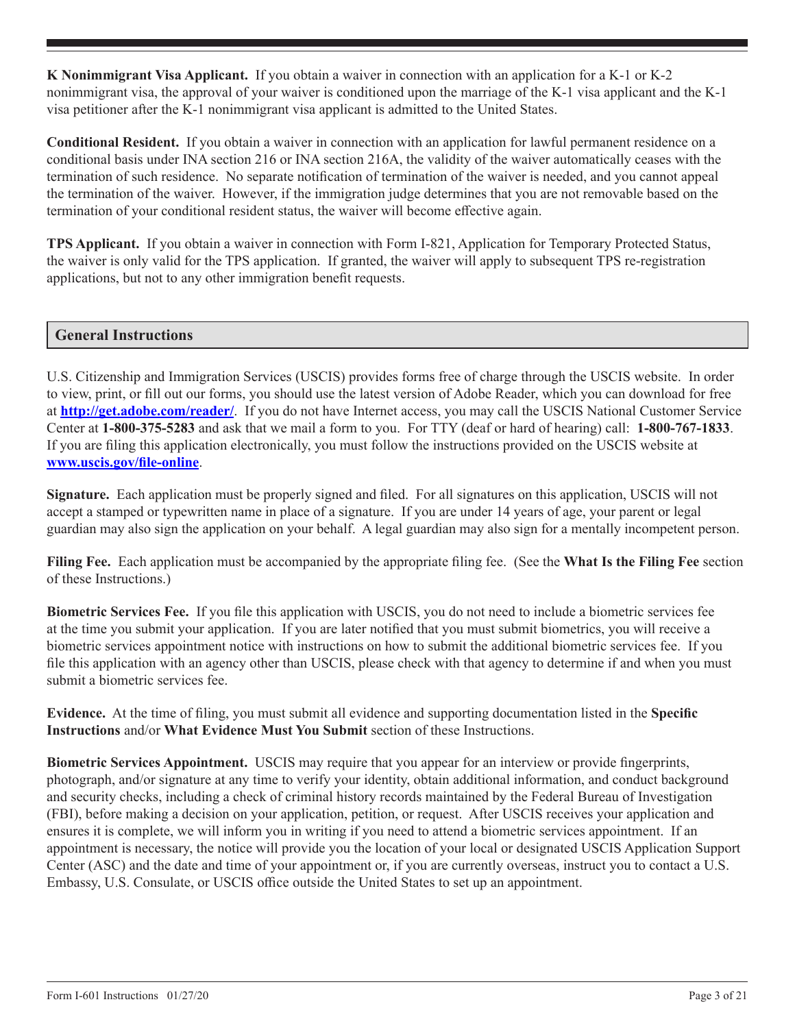**K Nonimmigrant Visa Applicant.** If you obtain a waiver in connection with an application for a K-1 or K-2 nonimmigrant visa, the approval of your waiver is conditioned upon the marriage of the K-1 visa applicant and the K-1 visa petitioner after the K-1 nonimmigrant visa applicant is admitted to the United States.

**Conditional Resident.** If you obtain a waiver in connection with an application for lawful permanent residence on a conditional basis under INA section 216 or INA section 216A, the validity of the waiver automatically ceases with the termination of such residence. No separate notification of termination of the waiver is needed, and you cannot appeal the termination of the waiver. However, if the immigration judge determines that you are not removable based on the termination of your conditional resident status, the waiver will become effective again.

**TPS Applicant.** If you obtain a waiver in connection with Form I-821, Application for Temporary Protected Status, the waiver is only valid for the TPS application. If granted, the waiver will apply to subsequent TPS re-registration applications, but not to any other immigration benefit requests.

## General Instructions

U.S. Citizenship and Immigration Services (USCIS) provides forms free of charge through the USCIS website. In order to view, print, or fill out our forms, you should use the latest version of Adobe Reader, which you can download for free at **http://get.adobe.com/reader/**. If you do not have Internet access, you may call the USCIS National Customer Service Center at **1-800-375-5283** and ask that we mail a form to you. For TTY (deaf or hard of hearing) call: **1-800-767-1833**. If you are filing this application electronically, you must follow the instructions provided on the USCIS website at **www.uscis.gov/file-online**.

**Signature.** Each application must be properly signed and filed. For all signatures on this application, USCIS will not accept a stamped or typewritten name in place of a signature. If you are under 14 years of age, your parent or legal guardian may also sign the application on your behalf. A legal guardian may also sign for a mentally incompetent person.

**Filing Fee.** Each application must be accompanied by the appropriate filing fee. (See the **What Is the Filing Fee** section of these Instructions.)

**Biometric Services Fee.** If you file this application with USCIS, you do not need to include a biometric services fee at the time you submit your application. If you are later notified that you must submit biometrics, you will receive a biometric services appointment notice with instructions on how to submit the additional biometric services fee. If you file this application with an agency other than USCIS, please check with that agency to determine if and when you must submit a biometric services fee.

**Evidence.** At the time of filing, you must submit all evidence and supporting documentation listed in the **Specific Instructions** and/or **What Evidence Must You Submit** section of these Instructions.

**Biometric Services Appointment.** USCIS may require that you appear for an interview or provide fingerprints, photograph, and/or signature at any time to verify your identity, obtain additional information, and conduct background and security checks, including a check of criminal history records maintained by the Federal Bureau of Investigation (FBI), before making a decision on your application, petition, or request. After USCIS receives your application and ensures it is complete, we will inform you in writing if you need to attend a biometric services appointment. If an appointment is necessary, the notice will provide you the location of your local or designated USCIS Application Support Center (ASC) and the date and time of your appointment or, if you are currently overseas, instruct you to contact a U.S. Embassy, U.S. Consulate, or USCIS office outside the United States to set up an appointment.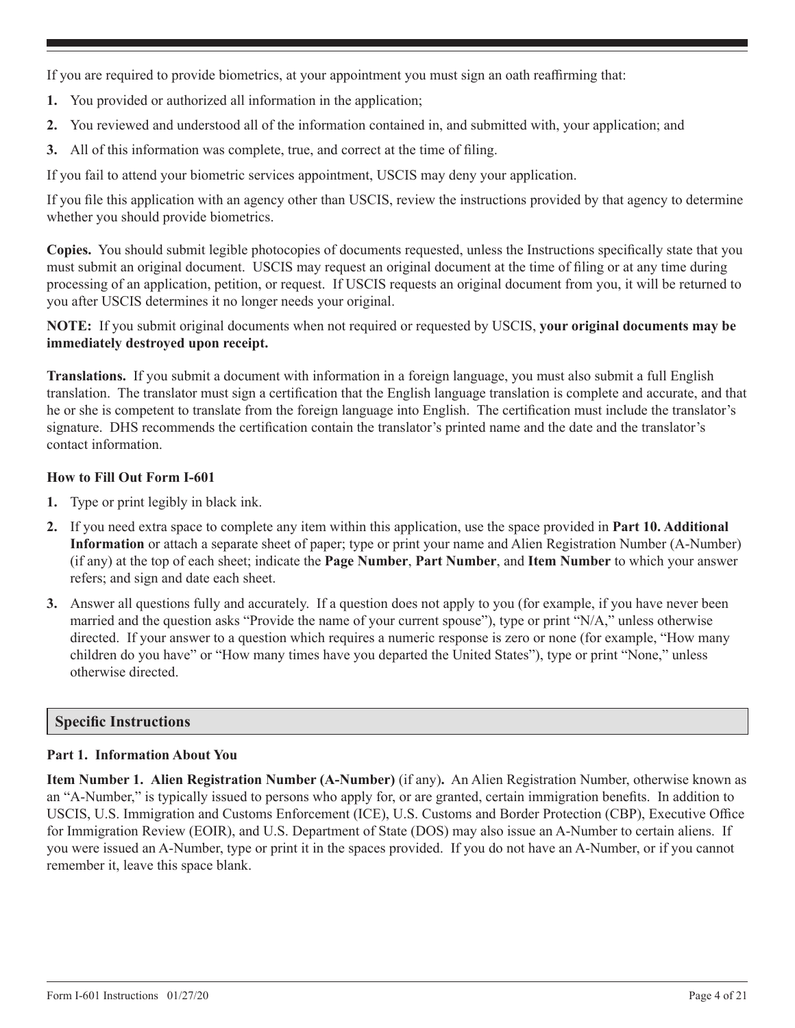If you are required to provide biometrics, at your appointment you must sign an oath reaffirming that:

1. You provided or authorized all information in the application;
2. You reviewed and understood all of the information contained in, and submitted with, your application; and
3. All of this information was complete, true, and correct at the time of filing.

If you fail to attend your biometric services appointment, USCIS may deny your application.

If you file this application with an agency other than USCIS, review the instructions provided by that agency to determine whether you should provide biometrics.

**Copies.** You should submit legible photocopies of documents requested, unless the Instructions specifically state that you must submit an original document. USCIS may request an original document at the time of filing or at any time during processing of an application, petition, or request. If USCIS requests an original document from you, it will be returned to you after USCIS determines it no longer needs your original.

**NOTE:** If you submit original documents when not required or requested by USCIS, **your original documents may be immediately destroyed upon receipt.**

**Translations.** If you submit a document with information in a foreign language, you must also submit a full English translation. The translator must sign a certification that the English language translation is complete and accurate, and that he or she is competent to translate from the foreign language into English. The certification must include the translator's signature. DHS recommends the certification contain the translator's printed name and the date and the translator's contact information.

### How to Fill Out Form I-601

1. Type or print legibly in black ink.
2. If you need extra space to complete any item within this application, use the space provided in **Part 10. Additional Information** or attach a separate sheet of paper; type or print your name and Alien Registration Number (A-Number) (if any) at the top of each sheet; indicate the **Page Number**, **Part Number**, and **Item Number** to which your answer refers; and sign and date each sheet.
3. Answer all questions fully and accurately. If a question does not apply to you (for example, if you have never been married and the question asks "Provide the name of your current spouse"), type or print "N/A," unless otherwise directed. If your answer to a question which requires a numeric response is zero or none (for example, "How many children do you have" or "How many times have you departed the United States"), type or print "None," unless otherwise directed.

## Specific Instructions

### Part 1. Information About You

**Item Number 1. Alien Registration Number (A-Number)** (if any)**.** An Alien Registration Number, otherwise known as an "A-Number," is typically issued to persons who apply for, or are granted, certain immigration benefits. In addition to USCIS, U.S. Immigration and Customs Enforcement (ICE), U.S. Customs and Border Protection (CBP), Executive Office for Immigration Review (EOIR), and U.S. Department of State (DOS) may also issue an A-Number to certain aliens. If you were issued an A-Number, type or print it in the spaces provided. If you do not have an A-Number, or if you cannot remember it, leave this space blank.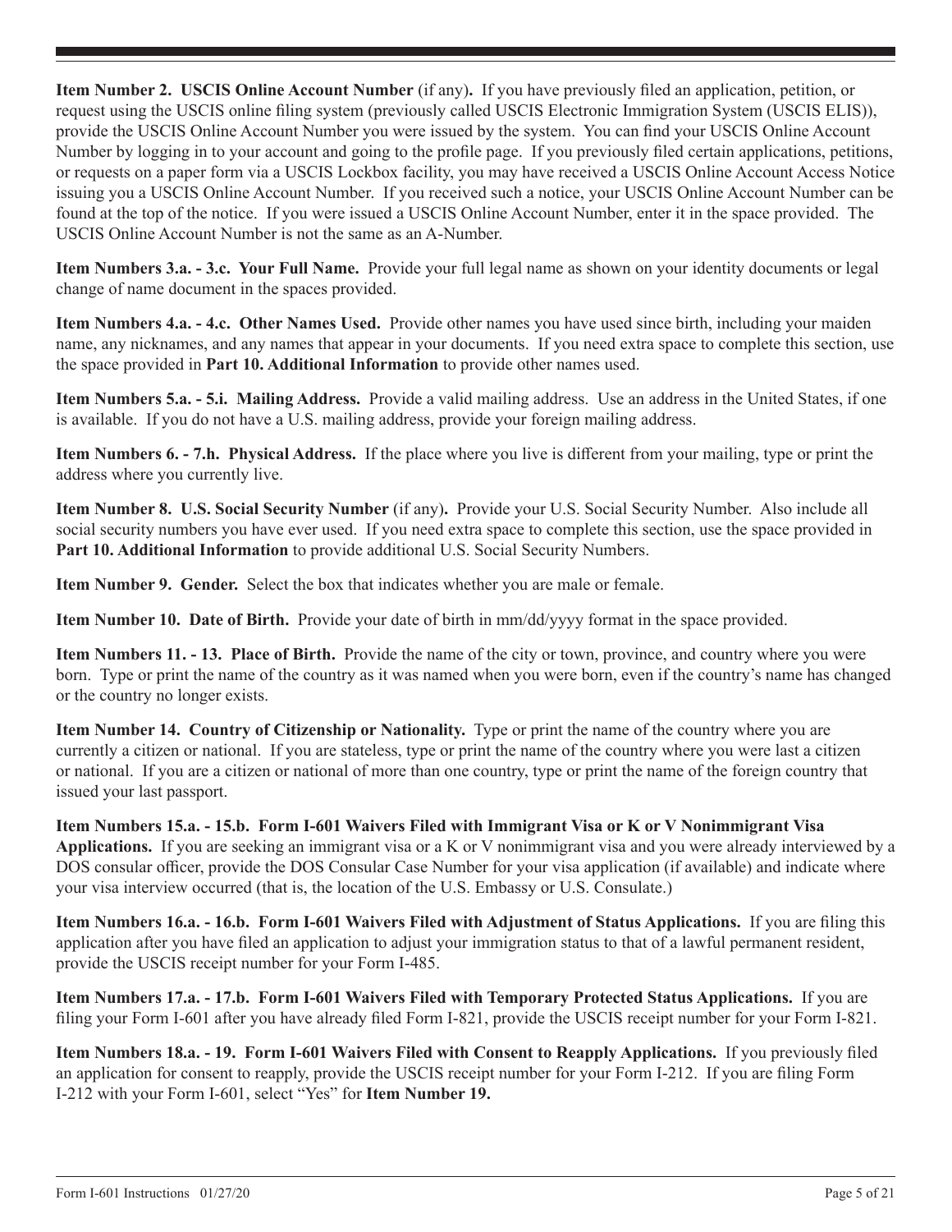**Item Number 2. USCIS Online Account Number** (if any)**.** If you have previously filed an application, petition, or request using the USCIS online filing system (previously called USCIS Electronic Immigration System (USCIS ELIS)), provide the USCIS Online Account Number you were issued by the system. You can find your USCIS Online Account Number by logging in to your account and going to the profile page. If you previously filed certain applications, petitions, or requests on a paper form via a USCIS Lockbox facility, you may have received a USCIS Online Account Access Notice issuing you a USCIS Online Account Number. If you received such a notice, your USCIS Online Account Number can be found at the top of the notice. If you were issued a USCIS Online Account Number, enter it in the space provided. The USCIS Online Account Number is not the same as an A-Number.

**Item Numbers 3.a. - 3.c. Your Full Name.** Provide your full legal name as shown on your identity documents or legal change of name document in the spaces provided.

**Item Numbers 4.a. - 4.c. Other Names Used.** Provide other names you have used since birth, including your maiden name, any nicknames, and any names that appear in your documents. If you need extra space to complete this section, use the space provided in **Part 10. Additional Information** to provide other names used.

**Item Numbers 5.a. - 5.i. Mailing Address.** Provide a valid mailing address. Use an address in the United States, if one is available. If you do not have a U.S. mailing address, provide your foreign mailing address.

**Item Numbers 6. - 7.h. Physical Address.** If the place where you live is different from your mailing, type or print the address where you currently live.

**Item Number 8. U.S. Social Security Number** (if any)**.** Provide your U.S. Social Security Number. Also include all social security numbers you have ever used. If you need extra space to complete this section, use the space provided in **Part 10. Additional Information** to provide additional U.S. Social Security Numbers.

**Item Number 9. Gender.** Select the box that indicates whether you are male or female.

**Item Number 10. Date of Birth.** Provide your date of birth in mm/dd/yyyy format in the space provided.

**Item Numbers 11. - 13. Place of Birth.** Provide the name of the city or town, province, and country where you were born. Type or print the name of the country as it was named when you were born, even if the country's name has changed or the country no longer exists.

**Item Number 14. Country of Citizenship or Nationality.** Type or print the name of the country where you are currently a citizen or national. If you are stateless, type or print the name of the country where you were last a citizen or national. If you are a citizen or national of more than one country, type or print the name of the foreign country that issued your last passport.

**Item Numbers 15.a. - 15.b. Form I-601 Waivers Filed with Immigrant Visa or K or V Nonimmigrant Visa Applications.** If you are seeking an immigrant visa or a K or V nonimmigrant visa and you were already interviewed by a DOS consular officer, provide the DOS Consular Case Number for your visa application (if available) and indicate where your visa interview occurred (that is, the location of the U.S. Embassy or U.S. Consulate.)

**Item Numbers 16.a. - 16.b. Form I-601 Waivers Filed with Adjustment of Status Applications.** If you are filing this application after you have filed an application to adjust your immigration status to that of a lawful permanent resident, provide the USCIS receipt number for your Form I-485.

**Item Numbers 17.a. - 17.b. Form I-601 Waivers Filed with Temporary Protected Status Applications.** If you are filing your Form I-601 after you have already filed Form I-821, provide the USCIS receipt number for your Form I-821.

**Item Numbers 18.a. - 19. Form I-601 Waivers Filed with Consent to Reapply Applications.** If you previously filed an application for consent to reapply, provide the USCIS receipt number for your Form I-212. If you are filing Form I-212 with your Form I-601, select "Yes" for **Item Number 19.**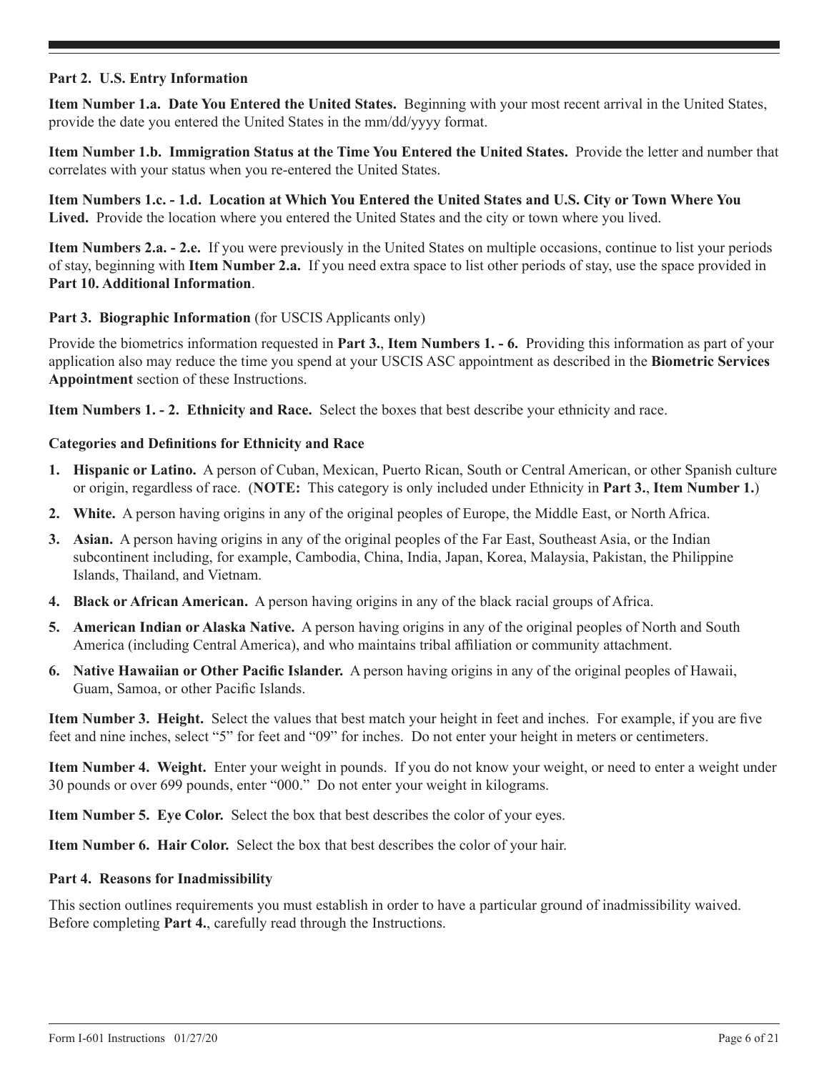**Part 2. U.S. Entry Information**

**Item Number 1.a. Date You Entered the United States.** Beginning with your most recent arrival in the United States, provide the date you entered the United States in the mm/dd/yyyy format.

**Item Number 1.b. Immigration Status at the Time You Entered the United States.** Provide the letter and number that correlates with your status when you re-entered the United States.

**Item Numbers 1.c. - 1.d. Location at Which You Entered the United States and U.S. City or Town Where You Lived.** Provide the location where you entered the United States and the city or town where you lived.

**Item Numbers 2.a. - 2.e.** If you were previously in the United States on multiple occasions, continue to list your periods of stay, beginning with **Item Number 2.a.** If you need extra space to list other periods of stay, use the space provided in **Part 10. Additional Information**.

**Part 3. Biographic Information** (for USCIS Applicants only)

Provide the biometrics information requested in **Part 3.**, **Item Numbers 1. - 6.** Providing this information as part of your application also may reduce the time you spend at your USCIS ASC appointment as described in the **Biometric Services Appointment** section of these Instructions.

**Item Numbers 1. - 2. Ethnicity and Race.** Select the boxes that best describe your ethnicity and race.

**Categories and Definitions for Ethnicity and Race**

1. **Hispanic or Latino.** A person of Cuban, Mexican, Puerto Rican, South or Central American, or other Spanish culture or origin, regardless of race. (**NOTE:** This category is only included under Ethnicity in **Part 3.**, **Item Number 1.**)
2. **White.** A person having origins in any of the original peoples of Europe, the Middle East, or North Africa.
3. **Asian.** A person having origins in any of the original peoples of the Far East, Southeast Asia, or the Indian subcontinent including, for example, Cambodia, China, India, Japan, Korea, Malaysia, Pakistan, the Philippine Islands, Thailand, and Vietnam.
4. **Black or African American.** A person having origins in any of the black racial groups of Africa.
5. **American Indian or Alaska Native.** A person having origins in any of the original peoples of North and South America (including Central America), and who maintains tribal affiliation or community attachment.
6. **Native Hawaiian or Other Pacific Islander.** A person having origins in any of the original peoples of Hawaii, Guam, Samoa, or other Pacific Islands.

**Item Number 3. Height.** Select the values that best match your height in feet and inches. For example, if you are five feet and nine inches, select "5" for feet and "09" for inches. Do not enter your height in meters or centimeters.

**Item Number 4. Weight.** Enter your weight in pounds. If you do not know your weight, or need to enter a weight under 30 pounds or over 699 pounds, enter "000." Do not enter your weight in kilograms.

**Item Number 5. Eye Color.** Select the box that best describes the color of your eyes.

**Item Number 6. Hair Color.** Select the box that best describes the color of your hair.

**Part 4. Reasons for Inadmissibility**

This section outlines requirements you must establish in order to have a particular ground of inadmissibility waived. Before completing **Part 4.**, carefully read through the Instructions.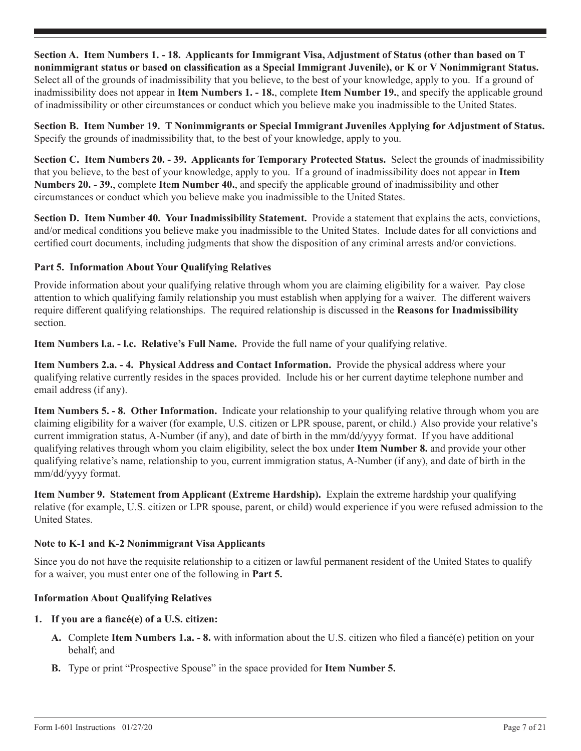**Section A. Item Numbers 1. - 18. Applicants for Immigrant Visa, Adjustment of Status (other than based on T nonimmigrant status or based on classification as a Special Immigrant Juvenile), or K or V Nonimmigrant Status.** Select all of the grounds of inadmissibility that you believe, to the best of your knowledge, apply to you. If a ground of inadmissibility does not appear in **Item Numbers 1. - 18.**, complete **Item Number 19.**, and specify the applicable ground of inadmissibility or other circumstances or conduct which you believe make you inadmissible to the United States.

**Section B. Item Number 19. T Nonimmigrants or Special Immigrant Juveniles Applying for Adjustment of Status.** Specify the grounds of inadmissibility that, to the best of your knowledge, apply to you.

**Section C. Item Numbers 20. - 39. Applicants for Temporary Protected Status.** Select the grounds of inadmissibility that you believe, to the best of your knowledge, apply to you. If a ground of inadmissibility does not appear in **Item Numbers 20. - 39.**, complete **Item Number 40.**, and specify the applicable ground of inadmissibility and other circumstances or conduct which you believe make you inadmissible to the United States.

**Section D. Item Number 40. Your Inadmissibility Statement.** Provide a statement that explains the acts, convictions, and/or medical conditions you believe make you inadmissible to the United States. Include dates for all convictions and certified court documents, including judgments that show the disposition of any criminal arrests and/or convictions.

### Part 5. Information About Your Qualifying Relatives

Provide information about your qualifying relative through whom you are claiming eligibility for a waiver. Pay close attention to which qualifying family relationship you must establish when applying for a waiver. The different waivers require different qualifying relationships. The required relationship is discussed in the **Reasons for Inadmissibility** section.

**Item Numbers l.a. - l.c. Relative's Full Name.** Provide the full name of your qualifying relative.

**Item Numbers 2.a. - 4. Physical Address and Contact Information.** Provide the physical address where your qualifying relative currently resides in the spaces provided. Include his or her current daytime telephone number and email address (if any).

**Item Numbers 5. - 8. Other Information.** Indicate your relationship to your qualifying relative through whom you are claiming eligibility for a waiver (for example, U.S. citizen or LPR spouse, parent, or child.) Also provide your relative's current immigration status, A-Number (if any), and date of birth in the mm/dd/yyyy format. If you have additional qualifying relatives through whom you claim eligibility, select the box under **Item Number 8.** and provide your other qualifying relative's name, relationship to you, current immigration status, A-Number (if any), and date of birth in the mm/dd/yyyy format.

**Item Number 9. Statement from Applicant (Extreme Hardship).** Explain the extreme hardship your qualifying relative (for example, U.S. citizen or LPR spouse, parent, or child) would experience if you were refused admission to the United States.

### Note to K-1 and K-2 Nonimmigrant Visa Applicants

Since you do not have the requisite relationship to a citizen or lawful permanent resident of the United States to qualify for a waiver, you must enter one of the following in **Part 5.**

**Information About Qualifying Relatives**

1. **If you are a fiancé(e) of a U.S. citizen:**
   - **A.** Complete **Item Numbers 1.a. - 8.** with information about the U.S. citizen who filed a fiancé(e) petition on your behalf; and
   - **B.** Type or print "Prospective Spouse" in the space provided for **Item Number 5.**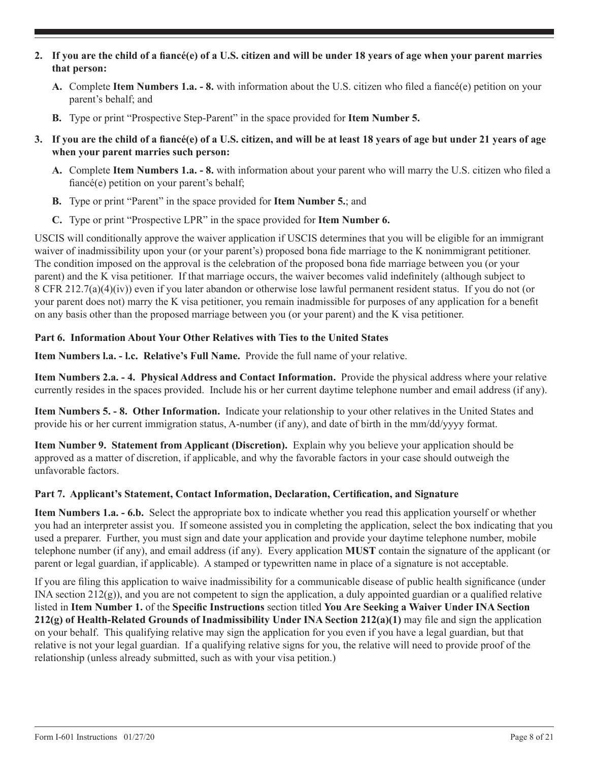2. **If you are the child of a fiancé(e) of a U.S. citizen and will be under 18 years of age when your parent marries that person:**

   **A.** Complete **Item Numbers 1.a. - 8.** with information about the U.S. citizen who filed a fiancé(e) petition on your parent's behalf; and

   **B.** Type or print "Prospective Step-Parent" in the space provided for **Item Number 5.**

3. **If you are the child of a fiancé(e) of a U.S. citizen, and will be at least 18 years of age but under 21 years of age when your parent marries such person:**

   **A.** Complete **Item Numbers 1.a. - 8.** with information about your parent who will marry the U.S. citizen who filed a fiancé(e) petition on your parent's behalf;

   **B.** Type or print "Parent" in the space provided for **Item Number 5.**; and

   **C.** Type or print "Prospective LPR" in the space provided for **Item Number 6.**

USCIS will conditionally approve the waiver application if USCIS determines that you will be eligible for an immigrant waiver of inadmissibility upon your (or your parent's) proposed bona fide marriage to the K nonimmigrant petitioner. The condition imposed on the approval is the celebration of the proposed bona fide marriage between you (or your parent) and the K visa petitioner. If that marriage occurs, the waiver becomes valid indefinitely (although subject to 8 CFR 212.7(a)(4)(iv)) even if you later abandon or otherwise lose lawful permanent resident status. If you do not (or your parent does not) marry the K visa petitioner, you remain inadmissible for purposes of any application for a benefit on any basis other than the proposed marriage between you (or your parent) and the K visa petitioner.

**Part 6. Information About Your Other Relatives with Ties to the United States**

**Item Numbers l.a. - l.c. Relative's Full Name.** Provide the full name of your relative.

**Item Numbers 2.a. - 4. Physical Address and Contact Information.** Provide the physical address where your relative currently resides in the spaces provided. Include his or her current daytime telephone number and email address (if any).

**Item Numbers 5. - 8. Other Information.** Indicate your relationship to your other relatives in the United States and provide his or her current immigration status, A-number (if any), and date of birth in the mm/dd/yyyy format.

**Item Number 9. Statement from Applicant (Discretion).** Explain why you believe your application should be approved as a matter of discretion, if applicable, and why the favorable factors in your case should outweigh the unfavorable factors.

**Part 7. Applicant's Statement, Contact Information, Declaration, Certification, and Signature**

**Item Numbers 1.a. - 6.b.** Select the appropriate box to indicate whether you read this application yourself or whether you had an interpreter assist you. If someone assisted you in completing the application, select the box indicating that you used a preparer. Further, you must sign and date your application and provide your daytime telephone number, mobile telephone number (if any), and email address (if any). Every application **MUST** contain the signature of the applicant (or parent or legal guardian, if applicable). A stamped or typewritten name in place of a signature is not acceptable.

If you are filing this application to waive inadmissibility for a communicable disease of public health significance (under INA section 212(g)), and you are not competent to sign the application, a duly appointed guardian or a qualified relative listed in **Item Number 1.** of the **Specific Instructions** section titled **You Are Seeking a Waiver Under INA Section 212(g) of Health-Related Grounds of Inadmissibility Under INA Section 212(a)(1)** may file and sign the application on your behalf. This qualifying relative may sign the application for you even if you have a legal guardian, but that relative is not your legal guardian. If a qualifying relative signs for you, the relative will need to provide proof of the relationship (unless already submitted, such as with your visa petition.)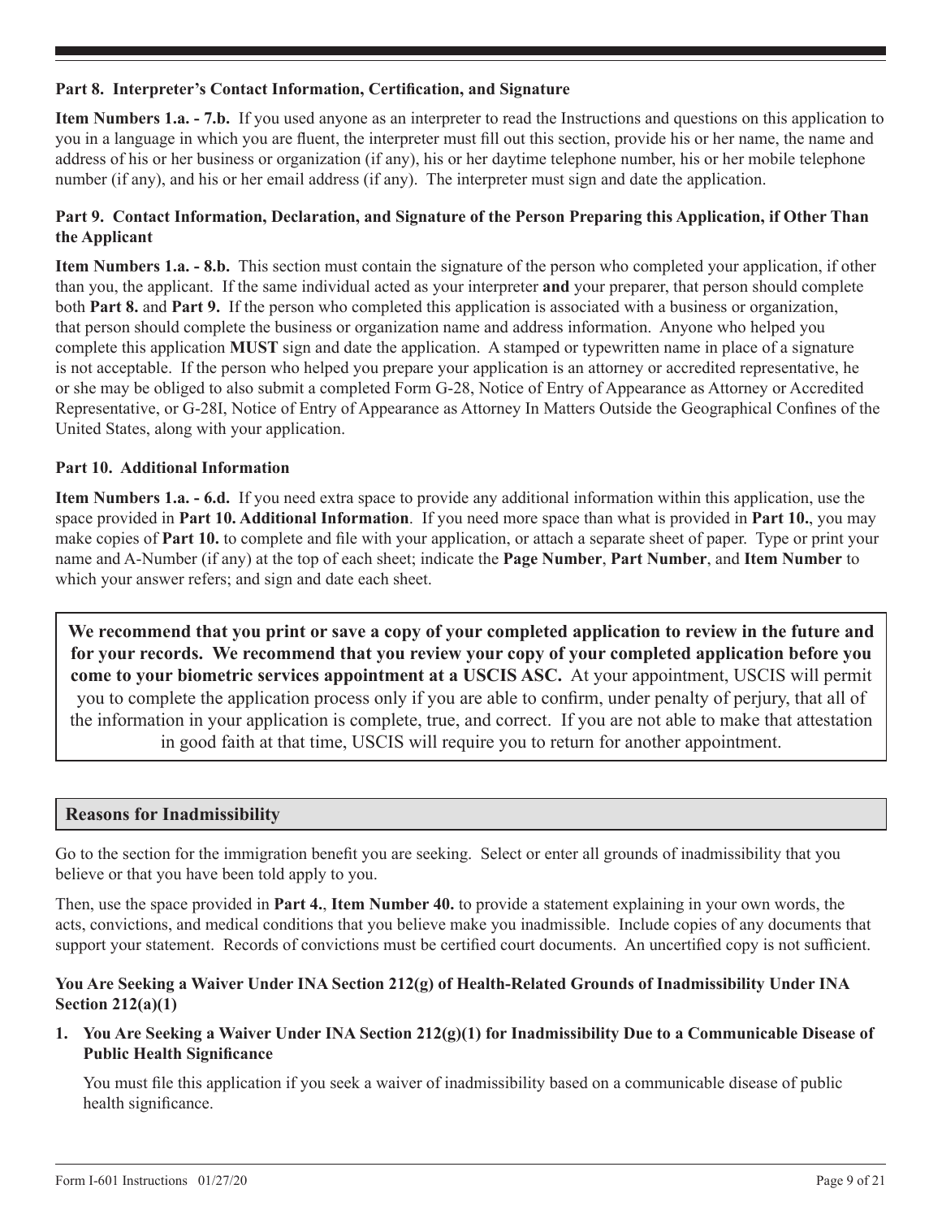### Part 8. Interpreter's Contact Information, Certification, and Signature

**Item Numbers 1.a. - 7.b.** If you used anyone as an interpreter to read the Instructions and questions on this application to you in a language in which you are fluent, the interpreter must fill out this section, provide his or her name, the name and address of his or her business or organization (if any), his or her daytime telephone number, his or her mobile telephone number (if any), and his or her email address (if any). The interpreter must sign and date the application.

### Part 9. Contact Information, Declaration, and Signature of the Person Preparing this Application, if Other Than the Applicant

**Item Numbers 1.a. - 8.b.** This section must contain the signature of the person who completed your application, if other than you, the applicant. If the same individual acted as your interpreter **and** your preparer, that person should complete both **Part 8.** and **Part 9.** If the person who completed this application is associated with a business or organization, that person should complete the business or organization name and address information. Anyone who helped you complete this application **MUST** sign and date the application. A stamped or typewritten name in place of a signature is not acceptable. If the person who helped you prepare your application is an attorney or accredited representative, he or she may be obliged to also submit a completed Form G-28, Notice of Entry of Appearance as Attorney or Accredited Representative, or G-28I, Notice of Entry of Appearance as Attorney In Matters Outside the Geographical Confines of the United States, along with your application.

### Part 10. Additional Information

**Item Numbers 1.a. - 6.d.** If you need extra space to provide any additional information within this application, use the space provided in **Part 10. Additional Information**. If you need more space than what is provided in **Part 10.**, you may make copies of **Part 10.** to complete and file with your application, or attach a separate sheet of paper. Type or print your name and A-Number (if any) at the top of each sheet; indicate the **Page Number**, **Part Number**, and **Item Number** to which your answer refers; and sign and date each sheet.

**We recommend that you print or save a copy of your completed application to review in the future and for your records. We recommend that you review your copy of your completed application before you come to your biometric services appointment at a USCIS ASC.** At your appointment, USCIS will permit you to complete the application process only if you are able to confirm, under penalty of perjury, that all of the information in your application is complete, true, and correct. If you are not able to make that attestation in good faith at that time, USCIS will require you to return for another appointment.

## Reasons for Inadmissibility

Go to the section for the immigration benefit you are seeking. Select or enter all grounds of inadmissibility that you believe or that you have been told apply to you.

Then, use the space provided in **Part 4.**, **Item Number 40.** to provide a statement explaining in your own words, the acts, convictions, and medical conditions that you believe make you inadmissible. Include copies of any documents that support your statement. Records of convictions must be certified court documents. An uncertified copy is not sufficient.

### You Are Seeking a Waiver Under INA Section 212(g) of Health-Related Grounds of Inadmissibility Under INA Section 212(a)(1)

1. **You Are Seeking a Waiver Under INA Section 212(g)(1) for Inadmissibility Due to a Communicable Disease of Public Health Significance**

   You must file this application if you seek a waiver of inadmissibility based on a communicable disease of public health significance.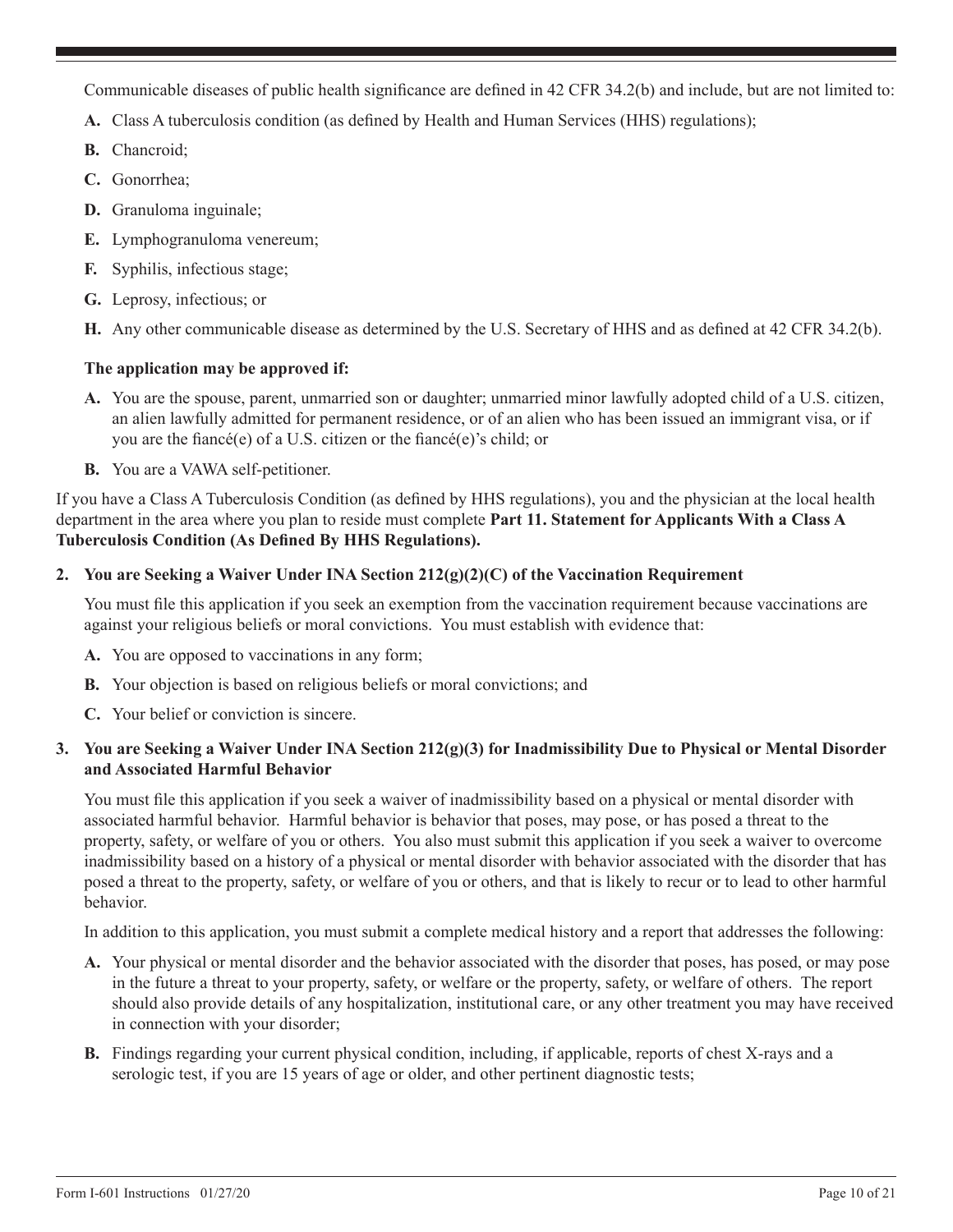Communicable diseases of public health significance are defined in 42 CFR 34.2(b) and include, but are not limited to:

**A.** Class A tuberculosis condition (as defined by Health and Human Services (HHS) regulations);

**B.** Chancroid;

**C.** Gonorrhea;

**D.** Granuloma inguinale;

**E.** Lymphogranuloma venereum;

**F.** Syphilis, infectious stage;

**G.** Leprosy, infectious; or

**H.** Any other communicable disease as determined by the U.S. Secretary of HHS and as defined at 42 CFR 34.2(b).

**The application may be approved if:**

**A.** You are the spouse, parent, unmarried son or daughter; unmarried minor lawfully adopted child of a U.S. citizen, an alien lawfully admitted for permanent residence, or of an alien who has been issued an immigrant visa, or if you are the fiancé(e) of a U.S. citizen or the fiancé(e)'s child; or

**B.** You are a VAWA self-petitioner.

If you have a Class A Tuberculosis Condition (as defined by HHS regulations), you and the physician at the local health department in the area where you plan to reside must complete **Part 11. Statement for Applicants With a Class A Tuberculosis Condition (As Defined By HHS Regulations).**

**2. You are Seeking a Waiver Under INA Section 212(g)(2)(C) of the Vaccination Requirement**

You must file this application if you seek an exemption from the vaccination requirement because vaccinations are against your religious beliefs or moral convictions. You must establish with evidence that:

**A.** You are opposed to vaccinations in any form;

**B.** Your objection is based on religious beliefs or moral convictions; and

**C.** Your belief or conviction is sincere.

**3. You are Seeking a Waiver Under INA Section 212(g)(3) for Inadmissibility Due to Physical or Mental Disorder and Associated Harmful Behavior**

You must file this application if you seek a waiver of inadmissibility based on a physical or mental disorder with associated harmful behavior. Harmful behavior is behavior that poses, may pose, or has posed a threat to the property, safety, or welfare of you or others. You also must submit this application if you seek a waiver to overcome inadmissibility based on a history of a physical or mental disorder with behavior associated with the disorder that has posed a threat to the property, safety, or welfare of you or others, and that is likely to recur or to lead to other harmful behavior.

In addition to this application, you must submit a complete medical history and a report that addresses the following:

**A.** Your physical or mental disorder and the behavior associated with the disorder that poses, has posed, or may pose in the future a threat to your property, safety, or welfare or the property, safety, or welfare of others. The report should also provide details of any hospitalization, institutional care, or any other treatment you may have received in connection with your disorder;

**B.** Findings regarding your current physical condition, including, if applicable, reports of chest X-rays and a serologic test, if you are 15 years of age or older, and other pertinent diagnostic tests;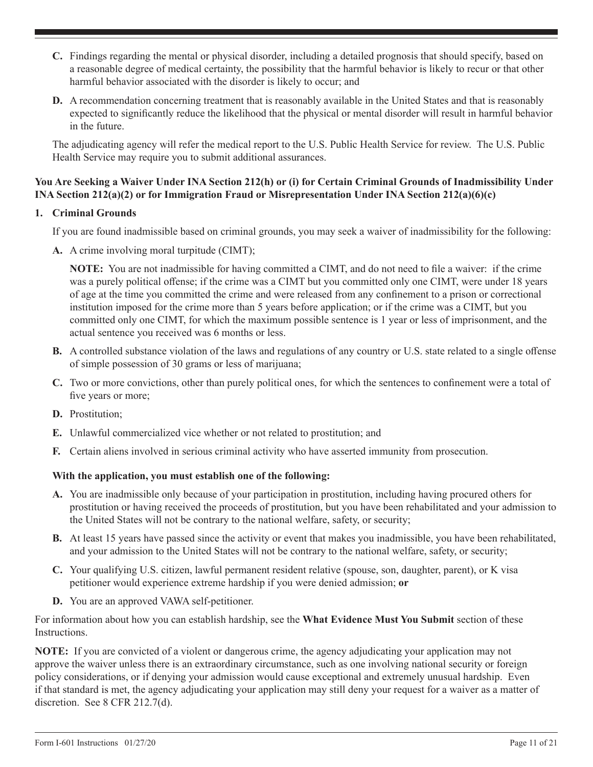**C.** Findings regarding the mental or physical disorder, including a detailed prognosis that should specify, based on a reasonable degree of medical certainty, the possibility that the harmful behavior is likely to recur or that other harmful behavior associated with the disorder is likely to occur; and

**D.** A recommendation concerning treatment that is reasonably available in the United States and that is reasonably expected to significantly reduce the likelihood that the physical or mental disorder will result in harmful behavior in the future.

The adjudicating agency will refer the medical report to the U.S. Public Health Service for review. The U.S. Public Health Service may require you to submit additional assurances.

**You Are Seeking a Waiver Under INA Section 212(h) or (i) for Certain Criminal Grounds of Inadmissibility Under INA Section 212(a)(2) or for Immigration Fraud or Misrepresentation Under INA Section 212(a)(6)(c)**

**1. Criminal Grounds**

If you are found inadmissible based on criminal grounds, you may seek a waiver of inadmissibility for the following:

**A.** A crime involving moral turpitude (CIMT);

**NOTE:** You are not inadmissible for having committed a CIMT, and do not need to file a waiver: if the crime was a purely political offense; if the crime was a CIMT but you committed only one CIMT, were under 18 years of age at the time you committed the crime and were released from any confinement to a prison or correctional institution imposed for the crime more than 5 years before application; or if the crime was a CIMT, but you committed only one CIMT, for which the maximum possible sentence is 1 year or less of imprisonment, and the actual sentence you received was 6 months or less.

**B.** A controlled substance violation of the laws and regulations of any country or U.S. state related to a single offense of simple possession of 30 grams or less of marijuana;

**C.** Two or more convictions, other than purely political ones, for which the sentences to confinement were a total of five years or more;

**D.** Prostitution;

**E.** Unlawful commercialized vice whether or not related to prostitution; and

**F.** Certain aliens involved in serious criminal activity who have asserted immunity from prosecution.

**With the application, you must establish one of the following:**

**A.** You are inadmissible only because of your participation in prostitution, including having procured others for prostitution or having received the proceeds of prostitution, but you have been rehabilitated and your admission to the United States will not be contrary to the national welfare, safety, or security;

**B.** At least 15 years have passed since the activity or event that makes you inadmissible, you have been rehabilitated, and your admission to the United States will not be contrary to the national welfare, safety, or security;

**C.** Your qualifying U.S. citizen, lawful permanent resident relative (spouse, son, daughter, parent), or K visa petitioner would experience extreme hardship if you were denied admission; **or**

**D.** You are an approved VAWA self-petitioner.

For information about how you can establish hardship, see the **What Evidence Must You Submit** section of these Instructions.

**NOTE:** If you are convicted of a violent or dangerous crime, the agency adjudicating your application may not approve the waiver unless there is an extraordinary circumstance, such as one involving national security or foreign policy considerations, or if denying your admission would cause exceptional and extremely unusual hardship. Even if that standard is met, the agency adjudicating your application may still deny your request for a waiver as a matter of discretion. See 8 CFR 212.7(d).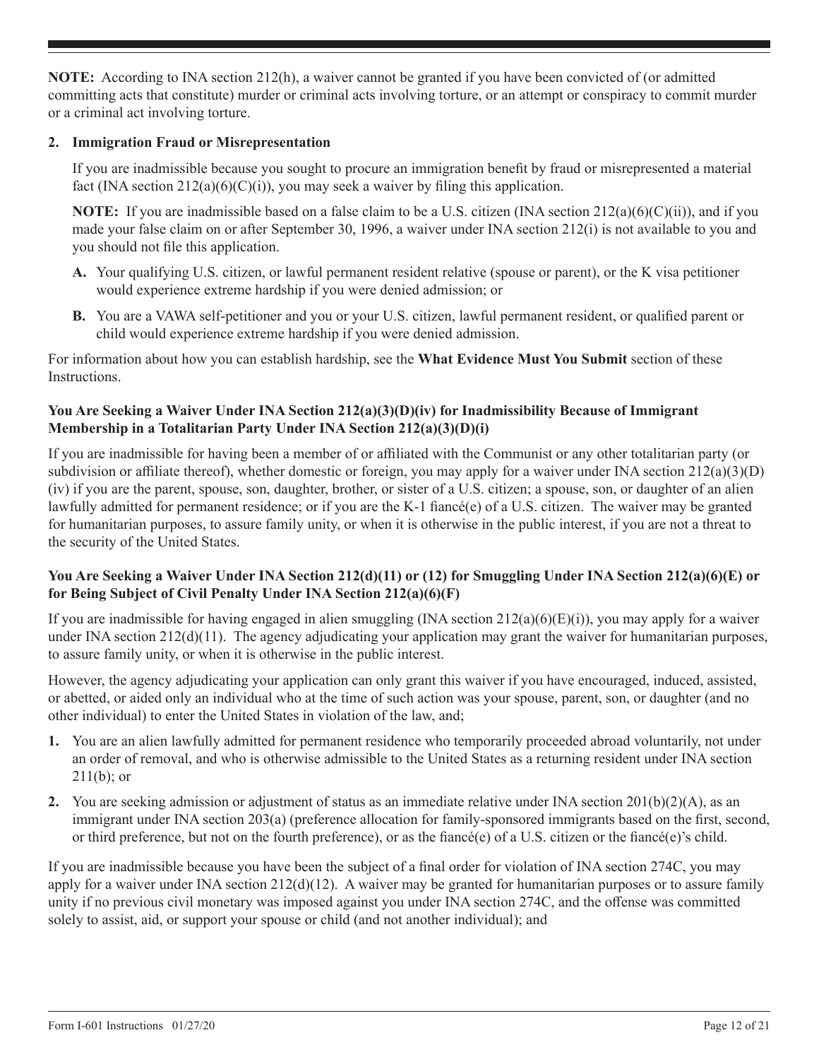**NOTE:** According to INA section 212(h), a waiver cannot be granted if you have been convicted of (or admitted committing acts that constitute) murder or criminal acts involving torture, or an attempt or conspiracy to commit murder or a criminal act involving torture.

**2. Immigration Fraud or Misrepresentation**

If you are inadmissible because you sought to procure an immigration benefit by fraud or misrepresented a material fact (INA section 212(a)(6)(C)(i)), you may seek a waiver by filing this application.

**NOTE:** If you are inadmissible based on a false claim to be a U.S. citizen (INA section 212(a)(6)(C)(ii)), and if you made your false claim on or after September 30, 1996, a waiver under INA section 212(i) is not available to you and you should not file this application.

**A.** Your qualifying U.S. citizen, or lawful permanent resident relative (spouse or parent), or the K visa petitioner would experience extreme hardship if you were denied admission; or

**B.** You are a VAWA self-petitioner and you or your U.S. citizen, lawful permanent resident, or qualified parent or child would experience extreme hardship if you were denied admission.

For information about how you can establish hardship, see the **What Evidence Must You Submit** section of these Instructions.

### You Are Seeking a Waiver Under INA Section 212(a)(3)(D)(iv) for Inadmissibility Because of Immigrant Membership in a Totalitarian Party Under INA Section 212(a)(3)(D)(i)

If you are inadmissible for having been a member of or affiliated with the Communist or any other totalitarian party (or subdivision or affiliate thereof), whether domestic or foreign, you may apply for a waiver under INA section 212(a)(3)(D)(iv) if you are the parent, spouse, son, daughter, brother, or sister of a U.S. citizen; a spouse, son, or daughter of an alien lawfully admitted for permanent residence; or if you are the K-1 fiancé(e) of a U.S. citizen. The waiver may be granted for humanitarian purposes, to assure family unity, or when it is otherwise in the public interest, if you are not a threat to the security of the United States.

### You Are Seeking a Waiver Under INA Section 212(d)(11) or (12) for Smuggling Under INA Section 212(a)(6)(E) or for Being Subject of Civil Penalty Under INA Section 212(a)(6)(F)

If you are inadmissible for having engaged in alien smuggling (INA section 212(a)(6)(E)(i)), you may apply for a waiver under INA section 212(d)(11). The agency adjudicating your application may grant the waiver for humanitarian purposes, to assure family unity, or when it is otherwise in the public interest.

However, the agency adjudicating your application can only grant this waiver if you have encouraged, induced, assisted, or abetted, or aided only an individual who at the time of such action was your spouse, parent, son, or daughter (and no other individual) to enter the United States in violation of the law, and;

1. You are an alien lawfully admitted for permanent residence who temporarily proceeded abroad voluntarily, not under an order of removal, and who is otherwise admissible to the United States as a returning resident under INA section 211(b); or
2. You are seeking admission or adjustment of status as an immediate relative under INA section 201(b)(2)(A), as an immigrant under INA section 203(a) (preference allocation for family-sponsored immigrants based on the first, second, or third preference, but not on the fourth preference), or as the fiancé(e) of a U.S. citizen or the fiancé(e)'s child.

If you are inadmissible because you have been the subject of a final order for violation of INA section 274C, you may apply for a waiver under INA section 212(d)(12). A waiver may be granted for humanitarian purposes or to assure family unity if no previous civil monetary was imposed against you under INA section 274C, and the offense was committed solely to assist, aid, or support your spouse or child (and not another individual); and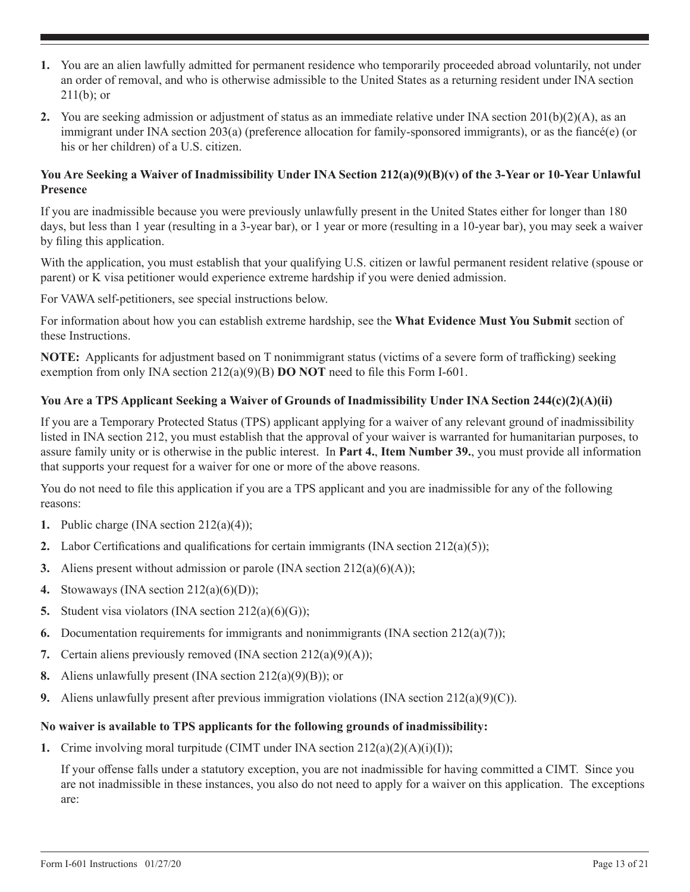1. You are an alien lawfully admitted for permanent residence who temporarily proceeded abroad voluntarily, not under an order of removal, and who is otherwise admissible to the United States as a returning resident under INA section 211(b); or

2. You are seeking admission or adjustment of status as an immediate relative under INA section 201(b)(2)(A), as an immigrant under INA section 203(a) (preference allocation for family-sponsored immigrants), or as the fiancé(e) (or his or her children) of a U.S. citizen.

**You Are Seeking a Waiver of Inadmissibility Under INA Section 212(a)(9)(B)(v) of the 3-Year or 10-Year Unlawful Presence**

If you are inadmissible because you were previously unlawfully present in the United States either for longer than 180 days, but less than 1 year (resulting in a 3-year bar), or 1 year or more (resulting in a 10-year bar), you may seek a waiver by filing this application.

With the application, you must establish that your qualifying U.S. citizen or lawful permanent resident relative (spouse or parent) or K visa petitioner would experience extreme hardship if you were denied admission.

For VAWA self-petitioners, see special instructions below.

For information about how you can establish extreme hardship, see the **What Evidence Must You Submit** section of these Instructions.

**NOTE:** Applicants for adjustment based on T nonimmigrant status (victims of a severe form of trafficking) seeking exemption from only INA section 212(a)(9)(B) **DO NOT** need to file this Form I-601.

**You Are a TPS Applicant Seeking a Waiver of Grounds of Inadmissibility Under INA Section 244(c)(2)(A)(ii)**

If you are a Temporary Protected Status (TPS) applicant applying for a waiver of any relevant ground of inadmissibility listed in INA section 212, you must establish that the approval of your waiver is warranted for humanitarian purposes, to assure family unity or is otherwise in the public interest. In **Part 4.**, **Item Number 39.**, you must provide all information that supports your request for a waiver for one or more of the above reasons.

You do not need to file this application if you are a TPS applicant and you are inadmissible for any of the following reasons:

1. Public charge (INA section 212(a)(4));
2. Labor Certifications and qualifications for certain immigrants (INA section 212(a)(5));
3. Aliens present without admission or parole (INA section 212(a)(6)(A));
4. Stowaways (INA section 212(a)(6)(D));
5. Student visa violators (INA section 212(a)(6)(G));
6. Documentation requirements for immigrants and nonimmigrants (INA section 212(a)(7));
7. Certain aliens previously removed (INA section 212(a)(9)(A));
8. Aliens unlawfully present (INA section 212(a)(9)(B)); or
9. Aliens unlawfully present after previous immigration violations (INA section 212(a)(9)(C)).

**No waiver is available to TPS applicants for the following grounds of inadmissibility:**

1. Crime involving moral turpitude (CIMT under INA section 212(a)(2)(A)(i)(I));

   If your offense falls under a statutory exception, you are not inadmissible for having committed a CIMT. Since you are not inadmissible in these instances, you also do not need to apply for a waiver on this application. The exceptions are: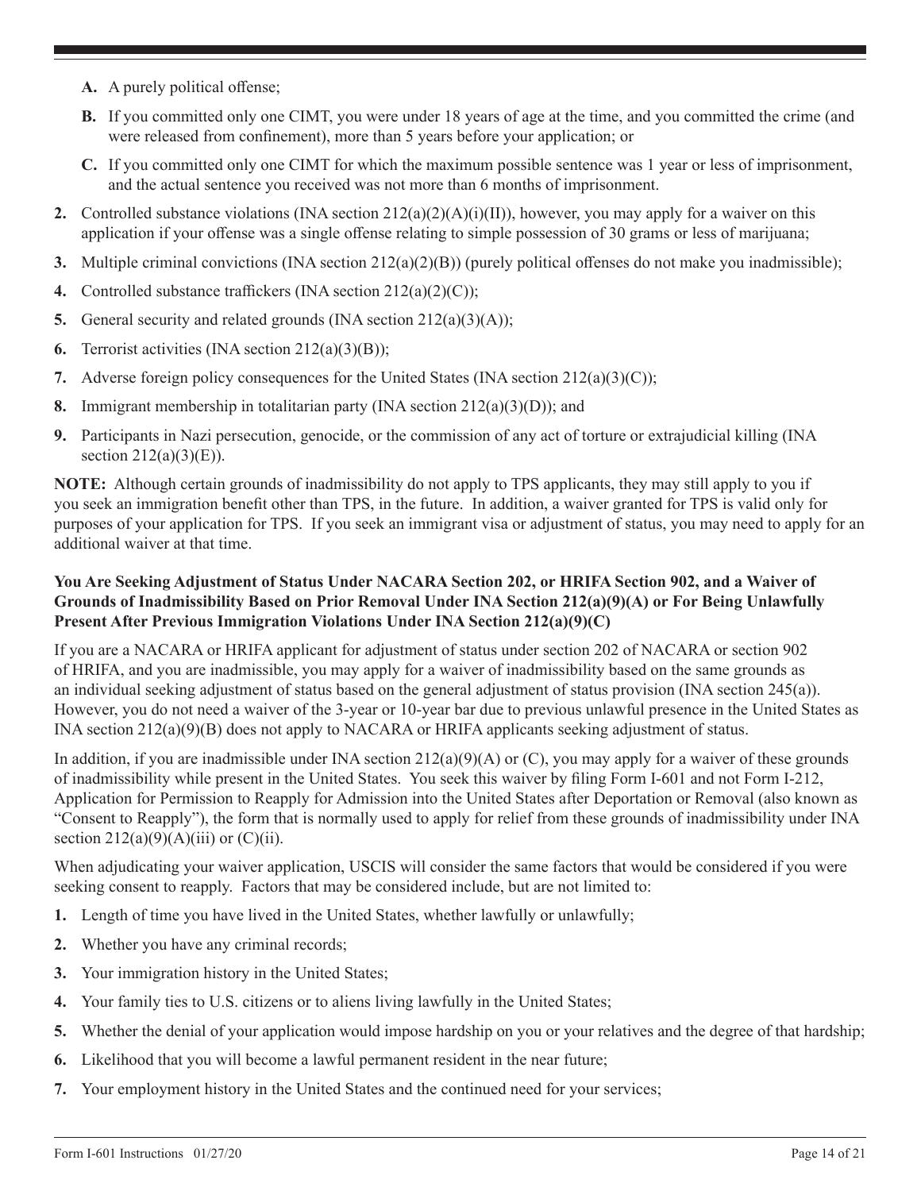- **A.** A purely political offense;
   - **B.** If you committed only one CIMT, you were under 18 years of age at the time, and you committed the crime (and were released from confinement), more than 5 years before your application; or
   - **C.** If you committed only one CIMT for which the maximum possible sentence was 1 year or less of imprisonment, and the actual sentence you received was not more than 6 months of imprisonment.

2. Controlled substance violations (INA section 212(a)(2)(A)(i)(II)), however, you may apply for a waiver on this application if your offense was a single offense relating to simple possession of 30 grams or less of marijuana;
3. Multiple criminal convictions (INA section 212(a)(2)(B)) (purely political offenses do not make you inadmissible);
4. Controlled substance traffickers (INA section 212(a)(2)(C));
5. General security and related grounds (INA section 212(a)(3)(A));
6. Terrorist activities (INA section 212(a)(3)(B));
7. Adverse foreign policy consequences for the United States (INA section 212(a)(3)(C));
8. Immigrant membership in totalitarian party (INA section 212(a)(3)(D)); and
9. Participants in Nazi persecution, genocide, or the commission of any act of torture or extrajudicial killing (INA section 212(a)(3)(E)).

**NOTE:** Although certain grounds of inadmissibility do not apply to TPS applicants, they may still apply to you if you seek an immigration benefit other than TPS, in the future. In addition, a waiver granted for TPS is valid only for purposes of your application for TPS. If you seek an immigrant visa or adjustment of status, you may need to apply for an additional waiver at that time.

**You Are Seeking Adjustment of Status Under NACARA Section 202, or HRIFA Section 902, and a Waiver of Grounds of Inadmissibility Based on Prior Removal Under INA Section 212(a)(9)(A) or For Being Unlawfully Present After Previous Immigration Violations Under INA Section 212(a)(9)(C)**

If you are a NACARA or HRIFA applicant for adjustment of status under section 202 of NACARA or section 902 of HRIFA, and you are inadmissible, you may apply for a waiver of inadmissibility based on the same grounds as an individual seeking adjustment of status based on the general adjustment of status provision (INA section 245(a)). However, you do not need a waiver of the 3-year or 10-year bar due to previous unlawful presence in the United States as INA section 212(a)(9)(B) does not apply to NACARA or HRIFA applicants seeking adjustment of status.

In addition, if you are inadmissible under INA section 212(a)(9)(A) or (C), you may apply for a waiver of these grounds of inadmissibility while present in the United States. You seek this waiver by filing Form I-601 and not Form I-212, Application for Permission to Reapply for Admission into the United States after Deportation or Removal (also known as "Consent to Reapply"), the form that is normally used to apply for relief from these grounds of inadmissibility under INA section 212(a)(9)(A)(iii) or (C)(ii).

When adjudicating your waiver application, USCIS will consider the same factors that would be considered if you were seeking consent to reapply. Factors that may be considered include, but are not limited to:

1. Length of time you have lived in the United States, whether lawfully or unlawfully;
2. Whether you have any criminal records;
3. Your immigration history in the United States;
4. Your family ties to U.S. citizens or to aliens living lawfully in the United States;
5. Whether the denial of your application would impose hardship on you or your relatives and the degree of that hardship;
6. Likelihood that you will become a lawful permanent resident in the near future;
7. Your employment history in the United States and the continued need for your services;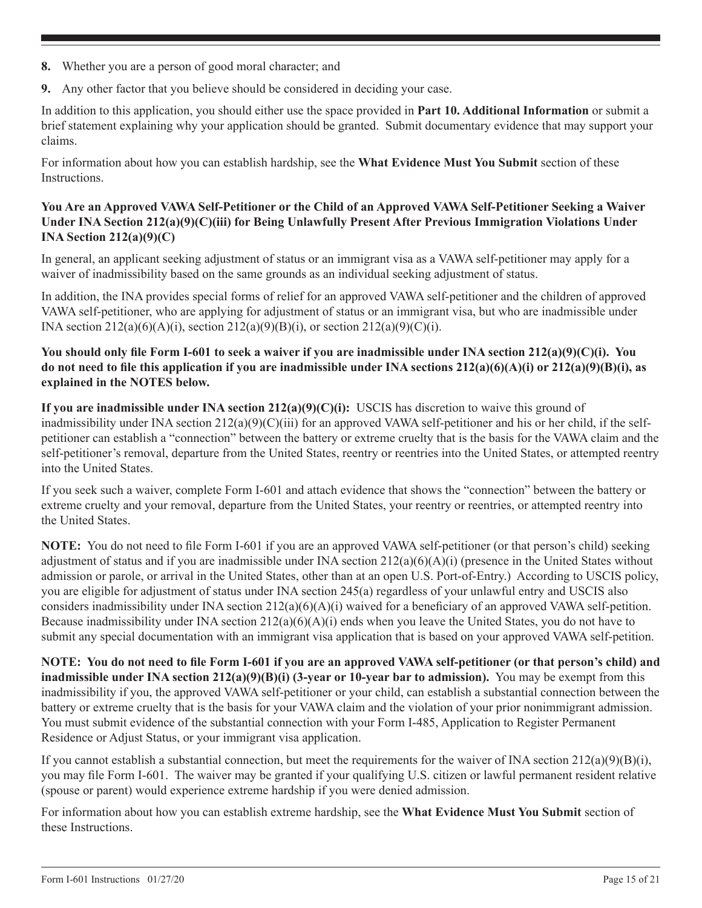**8.** Whether you are a person of good moral character; and

**9.** Any other factor that you believe should be considered in deciding your case.

In addition to this application, you should either use the space provided in **Part 10. Additional Information** or submit a brief statement explaining why your application should be granted. Submit documentary evidence that may support your claims.

For information about how you can establish hardship, see the **What Evidence Must You Submit** section of these Instructions.

**You Are an Approved VAWA Self-Petitioner or the Child of an Approved VAWA Self-Petitioner Seeking a Waiver Under INA Section 212(a)(9)(C)(iii) for Being Unlawfully Present After Previous Immigration Violations Under INA Section 212(a)(9)(C)**

In general, an applicant seeking adjustment of status or an immigrant visa as a VAWA self-petitioner may apply for a waiver of inadmissibility based on the same grounds as an individual seeking adjustment of status.

In addition, the INA provides special forms of relief for an approved VAWA self-petitioner and the children of approved VAWA self-petitioner, who are applying for adjustment of status or an immigrant visa, but who are inadmissible under INA section 212(a)(6)(A)(i), section 212(a)(9)(B)(i), or section 212(a)(9)(C)(i).

**You should only file Form I-601 to seek a waiver if you are inadmissible under INA section 212(a)(9)(C)(i). You do not need to file this application if you are inadmissible under INA sections 212(a)(6)(A)(i) or 212(a)(9)(B)(i), as explained in the NOTES below.**

**If you are inadmissible under INA section 212(a)(9)(C)(i):** USCIS has discretion to waive this ground of inadmissibility under INA section 212(a)(9)(C)(iii) for an approved VAWA self-petitioner and his or her child, if the self-petitioner can establish a "connection" between the battery or extreme cruelty that is the basis for the VAWA claim and the self-petitioner's removal, departure from the United States, reentry or reentries into the United States, or attempted reentry into the United States.

If you seek such a waiver, complete Form I-601 and attach evidence that shows the "connection" between the battery or extreme cruelty and your removal, departure from the United States, your reentry or reentries, or attempted reentry into the United States.

**NOTE:** You do not need to file Form I-601 if you are an approved VAWA self-petitioner (or that person's child) seeking adjustment of status and if you are inadmissible under INA section 212(a)(6)(A)(i) (presence in the United States without admission or parole, or arrival in the United States, other than at an open U.S. Port-of-Entry.) According to USCIS policy, you are eligible for adjustment of status under INA section 245(a) regardless of your unlawful entry and USCIS also considers inadmissibility under INA section 212(a)(6)(A)(i) waived for a beneficiary of an approved VAWA self-petition. Because inadmissibility under INA section 212(a)(6)(A)(i) ends when you leave the United States, you do not have to submit any special documentation with an immigrant visa application that is based on your approved VAWA self-petition.

**NOTE: You do not need to file Form I-601 if you are an approved VAWA self-petitioner (or that person's child) and inadmissible under INA section 212(a)(9)(B)(i) (3-year or 10-year bar to admission).** You may be exempt from this inadmissibility if you, the approved VAWA self-petitioner or your child, can establish a substantial connection between the battery or extreme cruelty that is the basis for your VAWA claim and the violation of your prior nonimmigrant admission. You must submit evidence of the substantial connection with your Form I-485, Application to Register Permanent Residence or Adjust Status, or your immigrant visa application.

If you cannot establish a substantial connection, but meet the requirements for the waiver of INA section 212(a)(9)(B)(i), you may file Form I-601. The waiver may be granted if your qualifying U.S. citizen or lawful permanent resident relative (spouse or parent) would experience extreme hardship if you were denied admission.

For information about how you can establish extreme hardship, see the **What Evidence Must You Submit** section of these Instructions.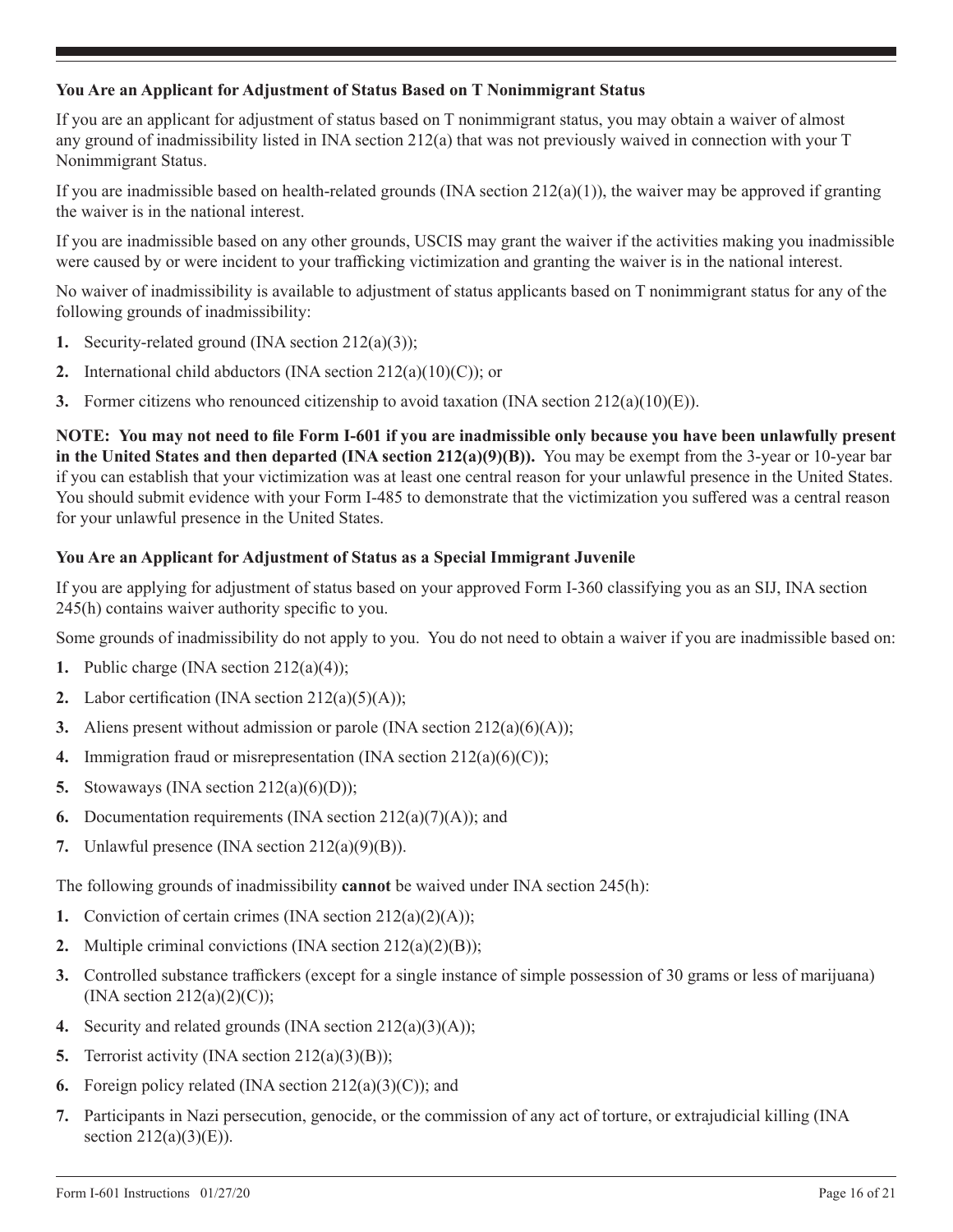### You Are an Applicant for Adjustment of Status Based on T Nonimmigrant Status

If you are an applicant for adjustment of status based on T nonimmigrant status, you may obtain a waiver of almost any ground of inadmissibility listed in INA section 212(a) that was not previously waived in connection with your T Nonimmigrant Status.

If you are inadmissible based on health-related grounds (INA section 212(a)(1)), the waiver may be approved if granting the waiver is in the national interest.

If you are inadmissible based on any other grounds, USCIS may grant the waiver if the activities making you inadmissible were caused by or were incident to your trafficking victimization and granting the waiver is in the national interest.

No waiver of inadmissibility is available to adjustment of status applicants based on T nonimmigrant status for any of the following grounds of inadmissibility:

1. Security-related ground (INA section 212(a)(3));
2. International child abductors (INA section 212(a)(10)(C)); or
3. Former citizens who renounced citizenship to avoid taxation (INA section 212(a)(10)(E)).

**NOTE: You may not need to file Form I-601 if you are inadmissible only because you have been unlawfully present in the United States and then departed (INA section 212(a)(9)(B)).** You may be exempt from the 3-year or 10-year bar if you can establish that your victimization was at least one central reason for your unlawful presence in the United States. You should submit evidence with your Form I-485 to demonstrate that the victimization you suffered was a central reason for your unlawful presence in the United States.

### You Are an Applicant for Adjustment of Status as a Special Immigrant Juvenile

If you are applying for adjustment of status based on your approved Form I-360 classifying you as an SIJ, INA section 245(h) contains waiver authority specific to you.

Some grounds of inadmissibility do not apply to you. You do not need to obtain a waiver if you are inadmissible based on:

1. Public charge (INA section 212(a)(4));
2. Labor certification (INA section 212(a)(5)(A));
3. Aliens present without admission or parole (INA section 212(a)(6)(A));
4. Immigration fraud or misrepresentation (INA section 212(a)(6)(C));
5. Stowaways (INA section 212(a)(6)(D));
6. Documentation requirements (INA section 212(a)(7)(A)); and
7. Unlawful presence (INA section 212(a)(9)(B)).

The following grounds of inadmissibility **cannot** be waived under INA section 245(h):

1. Conviction of certain crimes (INA section 212(a)(2)(A));
2. Multiple criminal convictions (INA section 212(a)(2)(B));
3. Controlled substance traffickers (except for a single instance of simple possession of 30 grams or less of marijuana) (INA section 212(a)(2)(C));
4. Security and related grounds (INA section 212(a)(3)(A));
5. Terrorist activity (INA section 212(a)(3)(B));
6. Foreign policy related (INA section 212(a)(3)(C)); and
7. Participants in Nazi persecution, genocide, or the commission of any act of torture, or extrajudicial killing (INA section 212(a)(3)(E)).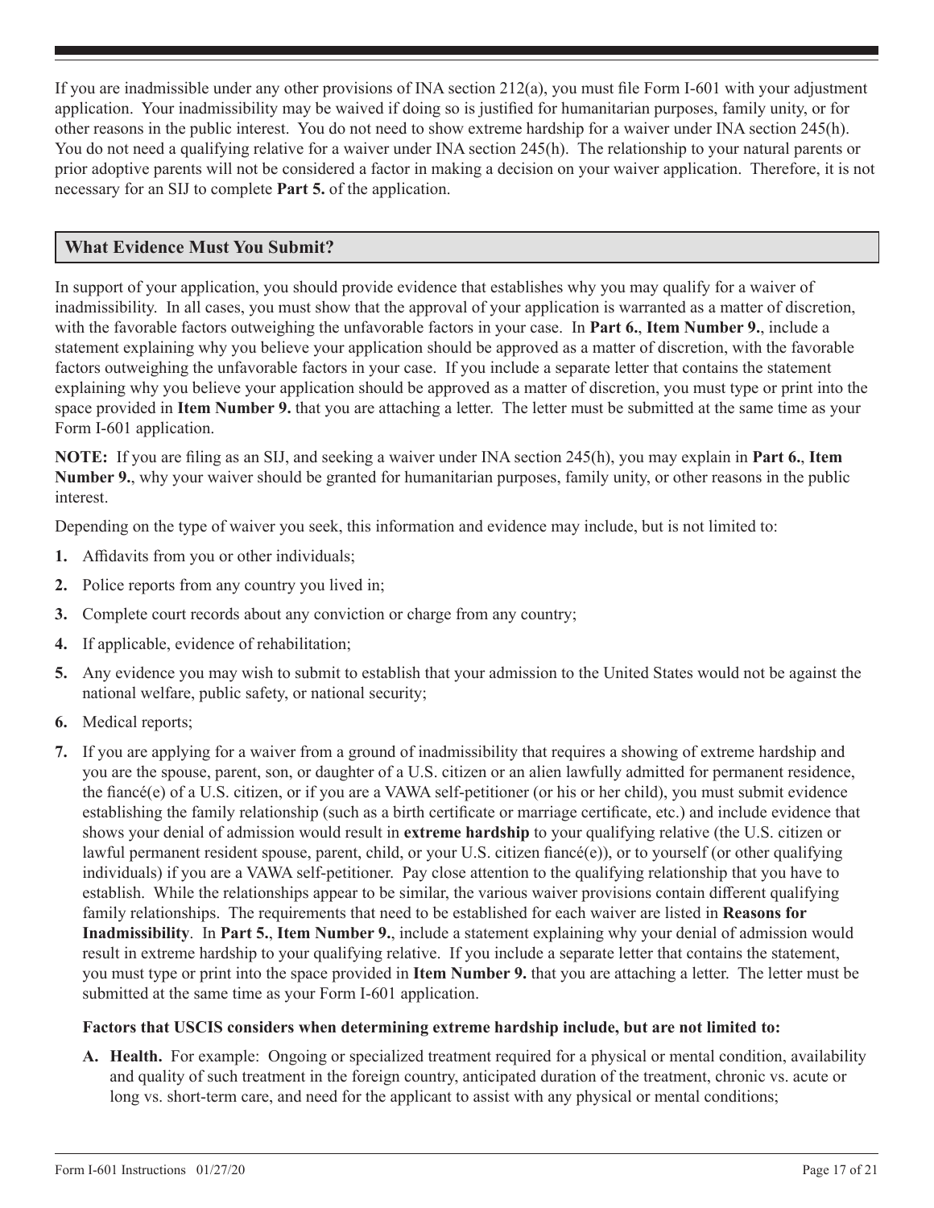If you are inadmissible under any other provisions of INA section 212(a), you must file Form I-601 with your adjustment application. Your inadmissibility may be waived if doing so is justified for humanitarian purposes, family unity, or for other reasons in the public interest. You do not need to show extreme hardship for a waiver under INA section 245(h). You do not need a qualifying relative for a waiver under INA section 245(h). The relationship to your natural parents or prior adoptive parents will not be considered a factor in making a decision on your waiver application. Therefore, it is not necessary for an SIJ to complete **Part 5.** of the application.

## What Evidence Must You Submit?

In support of your application, you should provide evidence that establishes why you may qualify for a waiver of inadmissibility. In all cases, you must show that the approval of your application is warranted as a matter of discretion, with the favorable factors outweighing the unfavorable factors in your case. In **Part 6.**, **Item Number 9.**, include a statement explaining why you believe your application should be approved as a matter of discretion, with the favorable factors outweighing the unfavorable factors in your case. If you include a separate letter that contains the statement explaining why you believe your application should be approved as a matter of discretion, you must type or print into the space provided in **Item Number 9.** that you are attaching a letter. The letter must be submitted at the same time as your Form I-601 application.

**NOTE:** If you are filing as an SIJ, and seeking a waiver under INA section 245(h), you may explain in **Part 6.**, **Item Number 9.**, why your waiver should be granted for humanitarian purposes, family unity, or other reasons in the public interest.

Depending on the type of waiver you seek, this information and evidence may include, but is not limited to:

1. Affidavits from you or other individuals;
2. Police reports from any country you lived in;
3. Complete court records about any conviction or charge from any country;
4. If applicable, evidence of rehabilitation;
5. Any evidence you may wish to submit to establish that your admission to the United States would not be against the national welfare, public safety, or national security;
6. Medical reports;
7. If you are applying for a waiver from a ground of inadmissibility that requires a showing of extreme hardship and you are the spouse, parent, son, or daughter of a U.S. citizen or an alien lawfully admitted for permanent residence, the fiancé(e) of a U.S. citizen, or if you are a VAWA self-petitioner (or his or her child), you must submit evidence establishing the family relationship (such as a birth certificate or marriage certificate, etc.) and include evidence that shows your denial of admission would result in **extreme hardship** to your qualifying relative (the U.S. citizen or lawful permanent resident spouse, parent, child, or your U.S. citizen fiancé(e)), or to yourself (or other qualifying individuals) if you are a VAWA self-petitioner. Pay close attention to the qualifying relationship that you have to establish. While the relationships appear to be similar, the various waiver provisions contain different qualifying family relationships. The requirements that need to be established for each waiver are listed in **Reasons for Inadmissibility**. In **Part 5.**, **Item Number 9.**, include a statement explaining why your denial of admission would result in extreme hardship to your qualifying relative. If you include a separate letter that contains the statement, you must type or print into the space provided in **Item Number 9.** that you are attaching a letter. The letter must be submitted at the same time as your Form I-601 application.

**Factors that USCIS considers when determining extreme hardship include, but are not limited to:**

A. **Health.** For example: Ongoing or specialized treatment required for a physical or mental condition, availability and quality of such treatment in the foreign country, anticipated duration of the treatment, chronic vs. acute or long vs. short-term care, and need for the applicant to assist with any physical or mental conditions;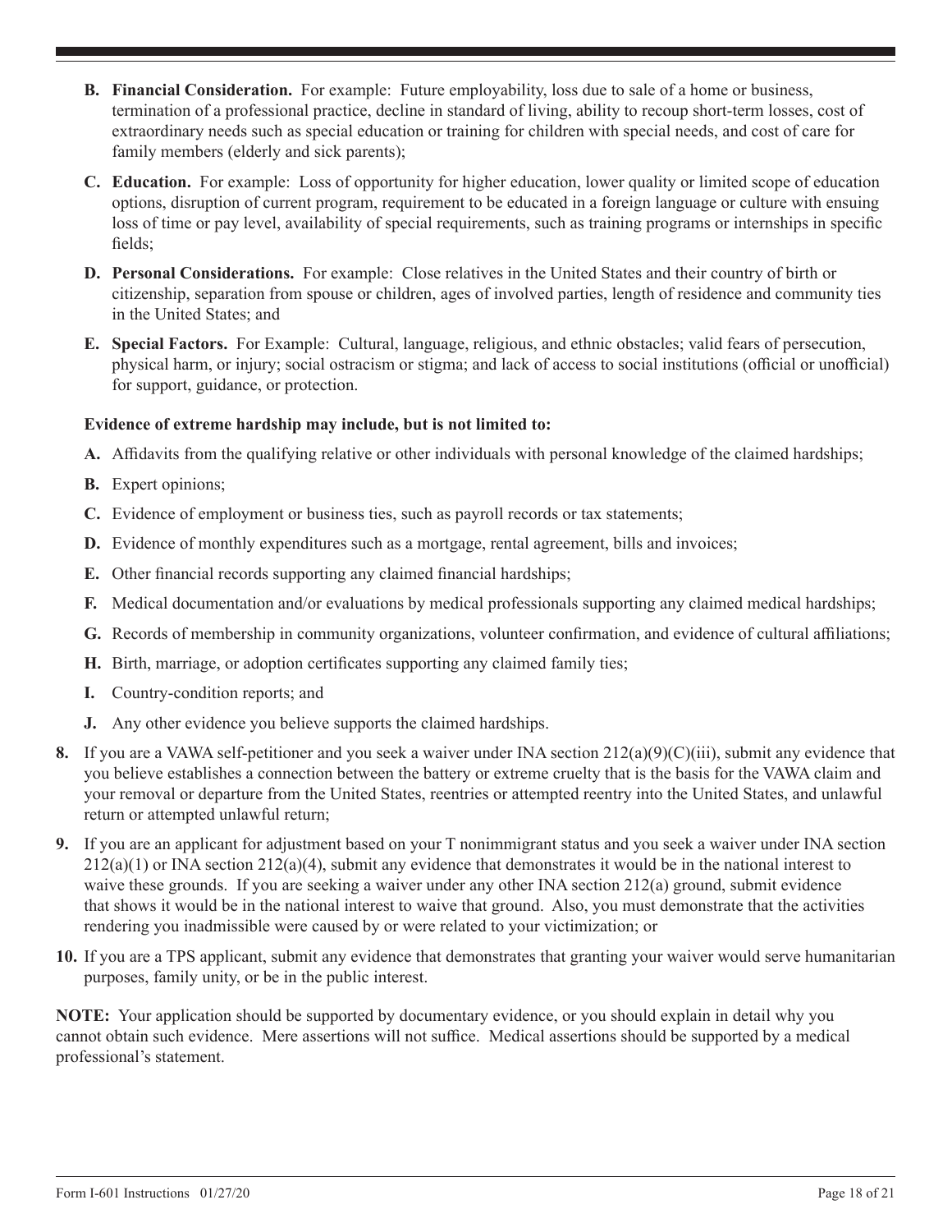**B. Financial Consideration.** For example: Future employability, loss due to sale of a home or business, termination of a professional practice, decline in standard of living, ability to recoup short-term losses, cost of extraordinary needs such as special education or training for children with special needs, and cost of care for family members (elderly and sick parents);

**C. Education.** For example: Loss of opportunity for higher education, lower quality or limited scope of education options, disruption of current program, requirement to be educated in a foreign language or culture with ensuing loss of time or pay level, availability of special requirements, such as training programs or internships in specific fields;

**D. Personal Considerations.** For example: Close relatives in the United States and their country of birth or citizenship, separation from spouse or children, ages of involved parties, length of residence and community ties in the United States; and

**E. Special Factors.** For Example: Cultural, language, religious, and ethnic obstacles; valid fears of persecution, physical harm, or injury; social ostracism or stigma; and lack of access to social institutions (official or unofficial) for support, guidance, or protection.

**Evidence of extreme hardship may include, but is not limited to:**

**A.** Affidavits from the qualifying relative or other individuals with personal knowledge of the claimed hardships;

**B.** Expert opinions;

**C.** Evidence of employment or business ties, such as payroll records or tax statements;

**D.** Evidence of monthly expenditures such as a mortgage, rental agreement, bills and invoices;

**E.** Other financial records supporting any claimed financial hardships;

**F.** Medical documentation and/or evaluations by medical professionals supporting any claimed medical hardships;

**G.** Records of membership in community organizations, volunteer confirmation, and evidence of cultural affiliations;

**H.** Birth, marriage, or adoption certificates supporting any claimed family ties;

**I.** Country-condition reports; and

**J.** Any other evidence you believe supports the claimed hardships.

**8.** If you are a VAWA self-petitioner and you seek a waiver under INA section 212(a)(9)(C)(iii), submit any evidence that you believe establishes a connection between the battery or extreme cruelty that is the basis for the VAWA claim and your removal or departure from the United States, reentries or attempted reentry into the United States, and unlawful return or attempted unlawful return;

**9.** If you are an applicant for adjustment based on your T nonimmigrant status and you seek a waiver under INA section 212(a)(1) or INA section 212(a)(4), submit any evidence that demonstrates it would be in the national interest to waive these grounds. If you are seeking a waiver under any other INA section 212(a) ground, submit evidence that shows it would be in the national interest to waive that ground. Also, you must demonstrate that the activities rendering you inadmissible were caused by or were related to your victimization; or

**10.** If you are a TPS applicant, submit any evidence that demonstrates that granting your waiver would serve humanitarian purposes, family unity, or be in the public interest.

**NOTE:** Your application should be supported by documentary evidence, or you should explain in detail why you cannot obtain such evidence. Mere assertions will not suffice. Medical assertions should be supported by a medical professional's statement.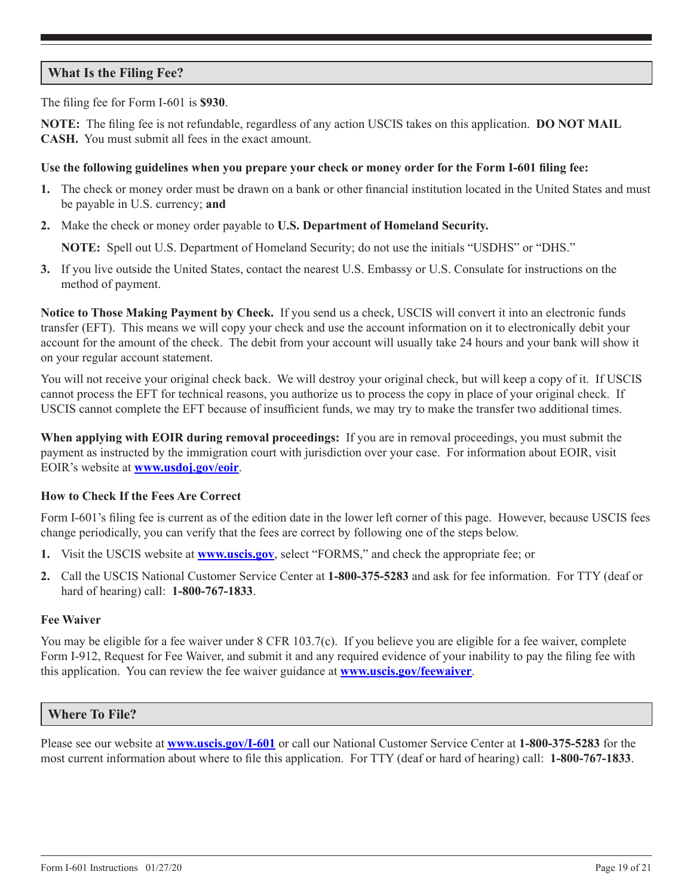## What Is the Filing Fee?

The filing fee for Form I-601 is **$930**.

**NOTE:** The filing fee is not refundable, regardless of any action USCIS takes on this application. **DO NOT MAIL CASH.** You must submit all fees in the exact amount.

**Use the following guidelines when you prepare your check or money order for the Form I-601 filing fee:**

1. The check or money order must be drawn on a bank or other financial institution located in the United States and must be payable in U.S. currency; **and**
2. Make the check or money order payable to **U.S. Department of Homeland Security.**

   **NOTE:** Spell out U.S. Department of Homeland Security; do not use the initials "USDHS" or "DHS."
3. If you live outside the United States, contact the nearest U.S. Embassy or U.S. Consulate for instructions on the method of payment.

**Notice to Those Making Payment by Check.** If you send us a check, USCIS will convert it into an electronic funds transfer (EFT). This means we will copy your check and use the account information on it to electronically debit your account for the amount of the check. The debit from your account will usually take 24 hours and your bank will show it on your regular account statement.

You will not receive your original check back. We will destroy your original check, but will keep a copy of it. If USCIS cannot process the EFT for technical reasons, you authorize us to process the copy in place of your original check. If USCIS cannot complete the EFT because of insufficient funds, we may try to make the transfer two additional times.

**When applying with EOIR during removal proceedings:** If you are in removal proceedings, you must submit the payment as instructed by the immigration court with jurisdiction over your case. For information about EOIR, visit EOIR's website at **www.usdoj.gov/eoir**.

### How to Check If the Fees Are Correct

Form I-601's filing fee is current as of the edition date in the lower left corner of this page. However, because USCIS fees change periodically, you can verify that the fees are correct by following one of the steps below.

1. Visit the USCIS website at **www.uscis.gov**, select "FORMS," and check the appropriate fee; or
2. Call the USCIS National Customer Service Center at **1-800-375-5283** and ask for fee information. For TTY (deaf or hard of hearing) call: **1-800-767-1833**.

### Fee Waiver

You may be eligible for a fee waiver under 8 CFR 103.7(c). If you believe you are eligible for a fee waiver, complete Form I-912, Request for Fee Waiver, and submit it and any required evidence of your inability to pay the filing fee with this application. You can review the fee waiver guidance at **www.uscis.gov/feewaiver**.

## Where To File?

Please see our website at **www.uscis.gov/I-601** or call our National Customer Service Center at **1-800-375-5283** for the most current information about where to file this application. For TTY (deaf or hard of hearing) call: **1-800-767-1833**.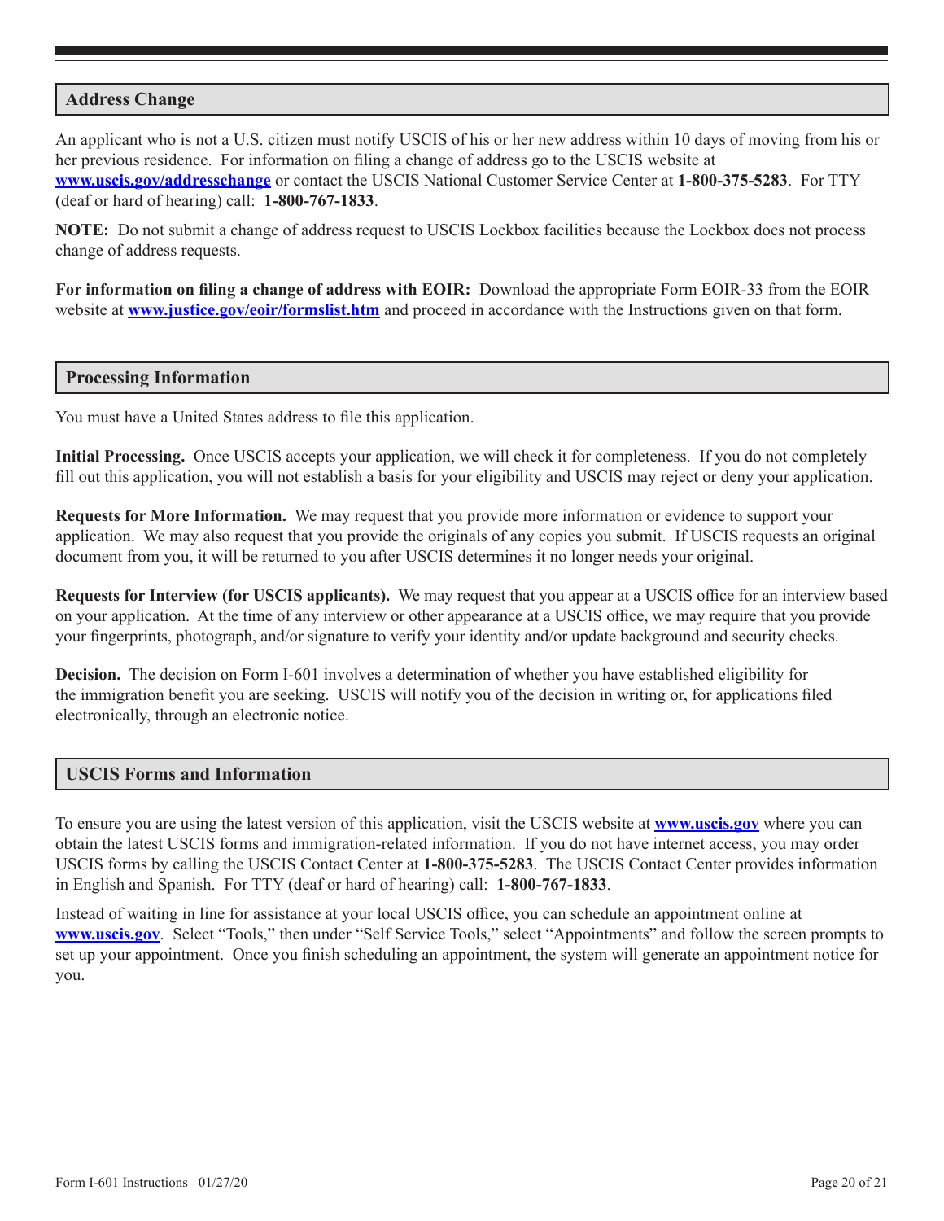## Address Change

An applicant who is not a U.S. citizen must notify USCIS of his or her new address within 10 days of moving from his or her previous residence. For information on filing a change of address go to the USCIS website at **www.uscis.gov/addresschange** or contact the USCIS National Customer Service Center at **1-800-375-5283**. For TTY (deaf or hard of hearing) call: **1-800-767-1833**.

**NOTE:** Do not submit a change of address request to USCIS Lockbox facilities because the Lockbox does not process change of address requests.

**For information on filing a change of address with EOIR:** Download the appropriate Form EOIR-33 from the EOIR website at **www.justice.gov/eoir/formslist.htm** and proceed in accordance with the Instructions given on that form.

## Processing Information

You must have a United States address to file this application.

**Initial Processing.** Once USCIS accepts your application, we will check it for completeness. If you do not completely fill out this application, you will not establish a basis for your eligibility and USCIS may reject or deny your application.

**Requests for More Information.** We may request that you provide more information or evidence to support your application. We may also request that you provide the originals of any copies you submit. If USCIS requests an original document from you, it will be returned to you after USCIS determines it no longer needs your original.

**Requests for Interview (for USCIS applicants).** We may request that you appear at a USCIS office for an interview based on your application. At the time of any interview or other appearance at a USCIS office, we may require that you provide your fingerprints, photograph, and/or signature to verify your identity and/or update background and security checks.

**Decision.** The decision on Form I-601 involves a determination of whether you have established eligibility for the immigration benefit you are seeking. USCIS will notify you of the decision in writing or, for applications filed electronically, through an electronic notice.

## USCIS Forms and Information

To ensure you are using the latest version of this application, visit the USCIS website at **www.uscis.gov** where you can obtain the latest USCIS forms and immigration-related information. If you do not have internet access, you may order USCIS forms by calling the USCIS Contact Center at **1-800-375-5283**. The USCIS Contact Center provides information in English and Spanish. For TTY (deaf or hard of hearing) call: **1-800-767-1833**.

Instead of waiting in line for assistance at your local USCIS office, you can schedule an appointment online at **www.uscis.gov**. Select "Tools," then under "Self Service Tools," select "Appointments" and follow the screen prompts to set up your appointment. Once you finish scheduling an appointment, the system will generate an appointment notice for you.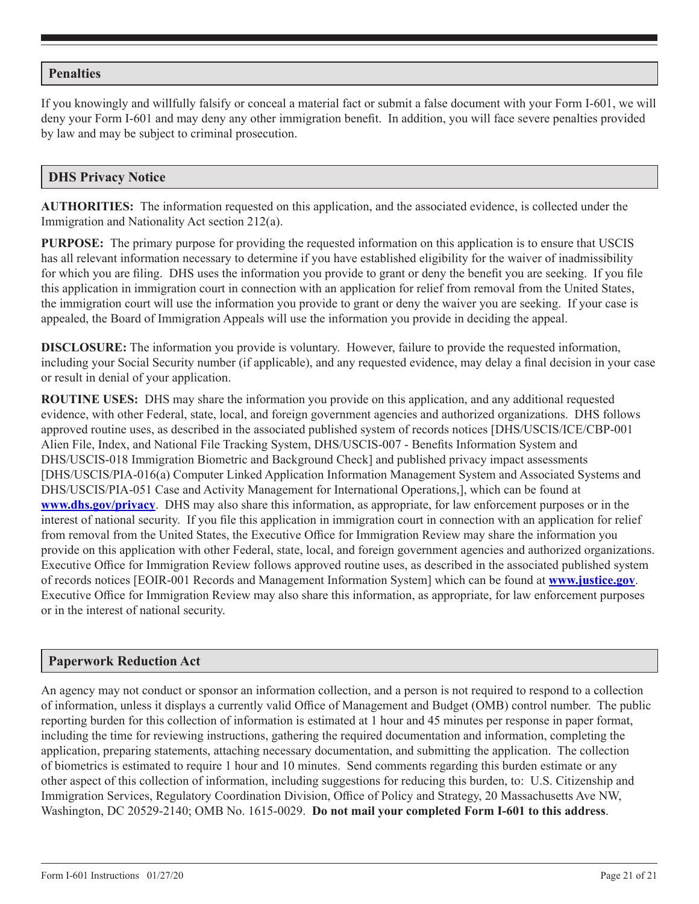## Penalties

If you knowingly and willfully falsify or conceal a material fact or submit a false document with your Form I-601, we will deny your Form I-601 and may deny any other immigration benefit. In addition, you will face severe penalties provided by law and may be subject to criminal prosecution.

## DHS Privacy Notice

**AUTHORITIES:** The information requested on this application, and the associated evidence, is collected under the Immigration and Nationality Act section 212(a).

**PURPOSE:** The primary purpose for providing the requested information on this application is to ensure that USCIS has all relevant information necessary to determine if you have established eligibility for the waiver of inadmissibility for which you are filing. DHS uses the information you provide to grant or deny the benefit you are seeking. If you file this application in immigration court in connection with an application for relief from removal from the United States, the immigration court will use the information you provide to grant or deny the waiver you are seeking. If your case is appealed, the Board of Immigration Appeals will use the information you provide in deciding the appeal.

**DISCLOSURE:** The information you provide is voluntary. However, failure to provide the requested information, including your Social Security number (if applicable), and any requested evidence, may delay a final decision in your case or result in denial of your application.

**ROUTINE USES:** DHS may share the information you provide on this application, and any additional requested evidence, with other Federal, state, local, and foreign government agencies and authorized organizations. DHS follows approved routine uses, as described in the associated published system of records notices [DHS/USCIS/ICE/CBP-001 Alien File, Index, and National File Tracking System, DHS/USCIS-007 - Benefits Information System and DHS/USCIS-018 Immigration Biometric and Background Check] and published privacy impact assessments [DHS/USCIS/PIA-016(a) Computer Linked Application Information Management System and Associated Systems and DHS/USCIS/PIA-051 Case and Activity Management for International Operations,], which can be found at **www.dhs.gov/privacy**. DHS may also share this information, as appropriate, for law enforcement purposes or in the interest of national security. If you file this application in immigration court in connection with an application for relief from removal from the United States, the Executive Office for Immigration Review may share the information you provide on this application with other Federal, state, local, and foreign government agencies and authorized organizations. Executive Office for Immigration Review follows approved routine uses, as described in the associated published system of records notices [EOIR-001 Records and Management Information System] which can be found at **www.justice.gov**. Executive Office for Immigration Review may also share this information, as appropriate, for law enforcement purposes or in the interest of national security.

## Paperwork Reduction Act

An agency may not conduct or sponsor an information collection, and a person is not required to respond to a collection of information, unless it displays a currently valid Office of Management and Budget (OMB) control number. The public reporting burden for this collection of information is estimated at 1 hour and 45 minutes per response in paper format, including the time for reviewing instructions, gathering the required documentation and information, completing the application, preparing statements, attaching necessary documentation, and submitting the application. The collection of biometrics is estimated to require 1 hour and 10 minutes. Send comments regarding this burden estimate or any other aspect of this collection of information, including suggestions for reducing this burden, to: U.S. Citizenship and Immigration Services, Regulatory Coordination Division, Office of Policy and Strategy, 20 Massachusetts Ave NW, Washington, DC 20529-2140; OMB No. 1615-0029. **Do not mail your completed Form I-601 to this address**.